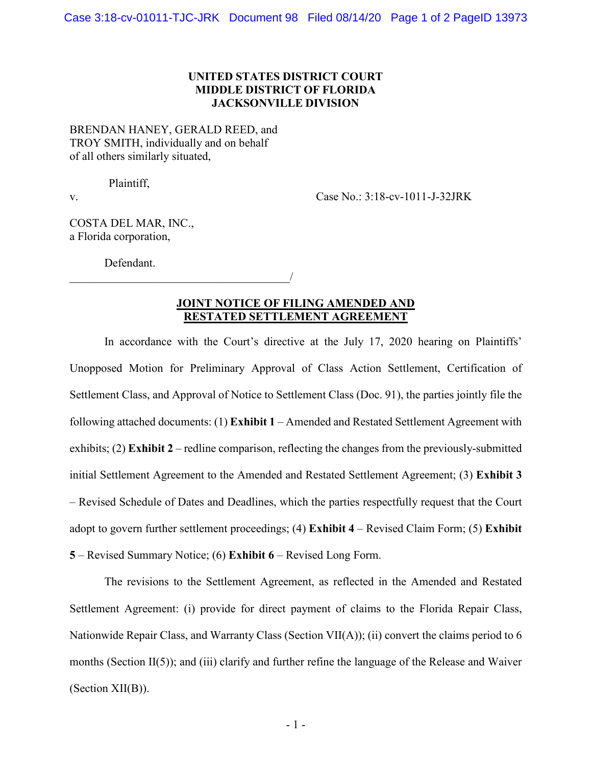**UNITED STATES DISTRICT COURT**
**MIDDLE DISTRICT OF FLORIDA**
**JACKSONVILLE DIVISION**

BRENDAN HANEY, GERALD REED, and TROY SMITH, individually and on behalf of all others similarly situated,

Plaintiff,

v. Case No.: 3:18-cv-1011-J-32JRK

COSTA DEL MAR, INC., a Florida corporation,

Defendant.

______________________________________/

**JOINT NOTICE OF FILING AMENDED AND RESTATED SETTLEMENT AGREEMENT**

In accordance with the Court's directive at the July 17, 2020 hearing on Plaintiffs' Unopposed Motion for Preliminary Approval of Class Action Settlement, Certification of Settlement Class, and Approval of Notice to Settlement Class (Doc. 91), the parties jointly file the following attached documents: (1) **Exhibit 1** – Amended and Restated Settlement Agreement with exhibits; (2) **Exhibit 2** – redline comparison, reflecting the changes from the previously-submitted initial Settlement Agreement to the Amended and Restated Settlement Agreement; (3) **Exhibit 3** – Revised Schedule of Dates and Deadlines, which the parties respectfully request that the Court adopt to govern further settlement proceedings; (4) **Exhibit 4** – Revised Claim Form; (5) **Exhibit 5** – Revised Summary Notice; (6) **Exhibit 6** – Revised Long Form.

The revisions to the Settlement Agreement, as reflected in the Amended and Restated Settlement Agreement: (i) provide for direct payment of claims to the Florida Repair Class, Nationwide Repair Class, and Warranty Class (Section VII(A)); (ii) convert the claims period to 6 months (Section II(5)); and (iii) clarify and further refine the language of the Release and Waiver (Section XII(B)).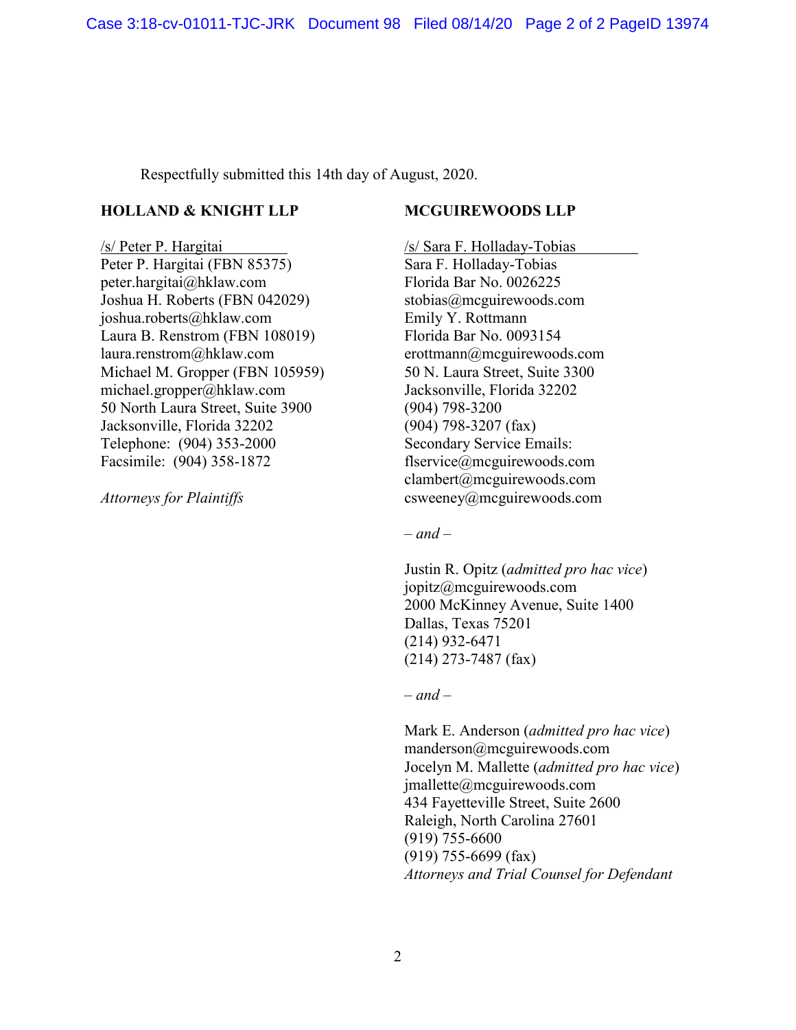Respectfully submitted this 14th day of August, 2020.

**HOLLAND & KNIGHT LLP**

/s/ Peter P. Hargitai
Peter P. Hargitai (FBN 85375)
peter.hargitai@hklaw.com
Joshua H. Roberts (FBN 042029)
joshua.roberts@hklaw.com
Laura B. Renstrom (FBN 108019)
laura.renstrom@hklaw.com
Michael M. Gropper (FBN 105959)
michael.gropper@hklaw.com
50 North Laura Street, Suite 3900
Jacksonville, Florida 32202
Telephone: (904) 353-2000
Facsimile: (904) 358-1872

*Attorneys for Plaintiffs*

**MCGUIREWOODS LLP**

/s/ Sara F. Holladay-Tobias
Sara F. Holladay-Tobias
Florida Bar No. 0026225
stobias@mcguirewoods.com
Emily Y. Rottmann
Florida Bar No. 0093154
erottmann@mcguirewoods.com
50 N. Laura Street, Suite 3300
Jacksonville, Florida 32202
(904) 798-3200
(904) 798-3207 (fax)
Secondary Service Emails:
flservice@mcguirewoods.com
clambert@mcguirewoods.com
csweeney@mcguirewoods.com

*– and –*

Justin R. Opitz (*admitted pro hac vice*)
jopitz@mcguirewoods.com
2000 McKinney Avenue, Suite 1400
Dallas, Texas 75201
(214) 932-6471
(214) 273-7487 (fax)

*– and –*

Mark E. Anderson (*admitted pro hac vice*)
manderson@mcguirewoods.com
Jocelyn M. Mallette (*admitted pro hac vice*)
jmallette@mcguirewoods.com
434 Fayetteville Street, Suite 2600
Raleigh, North Carolina 27601
(919) 755-6600
(919) 755-6699 (fax)
*Attorneys and Trial Counsel for Defendant*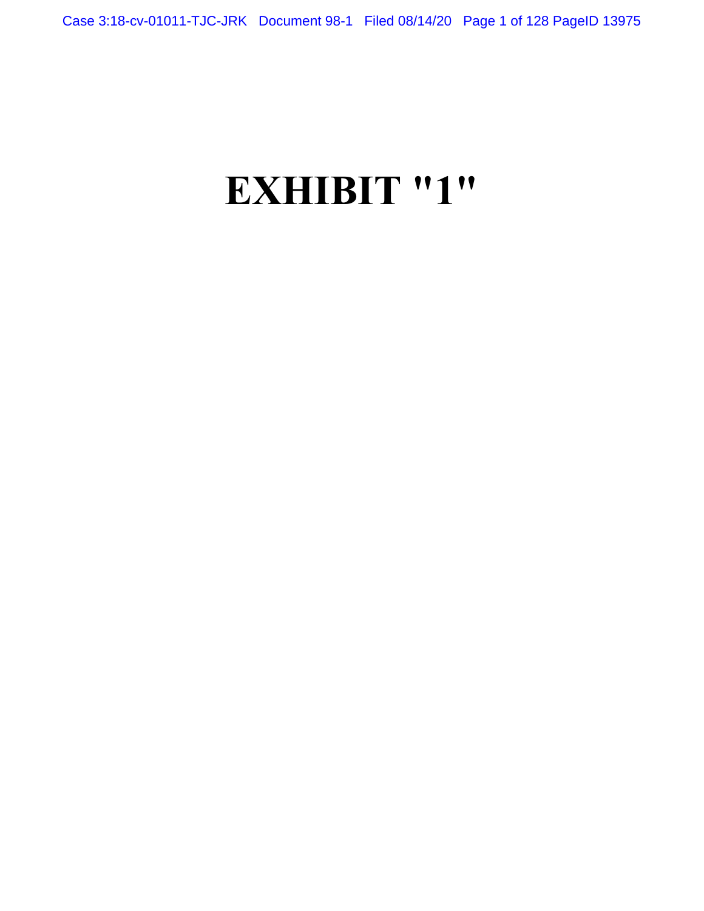# EXHIBIT "1"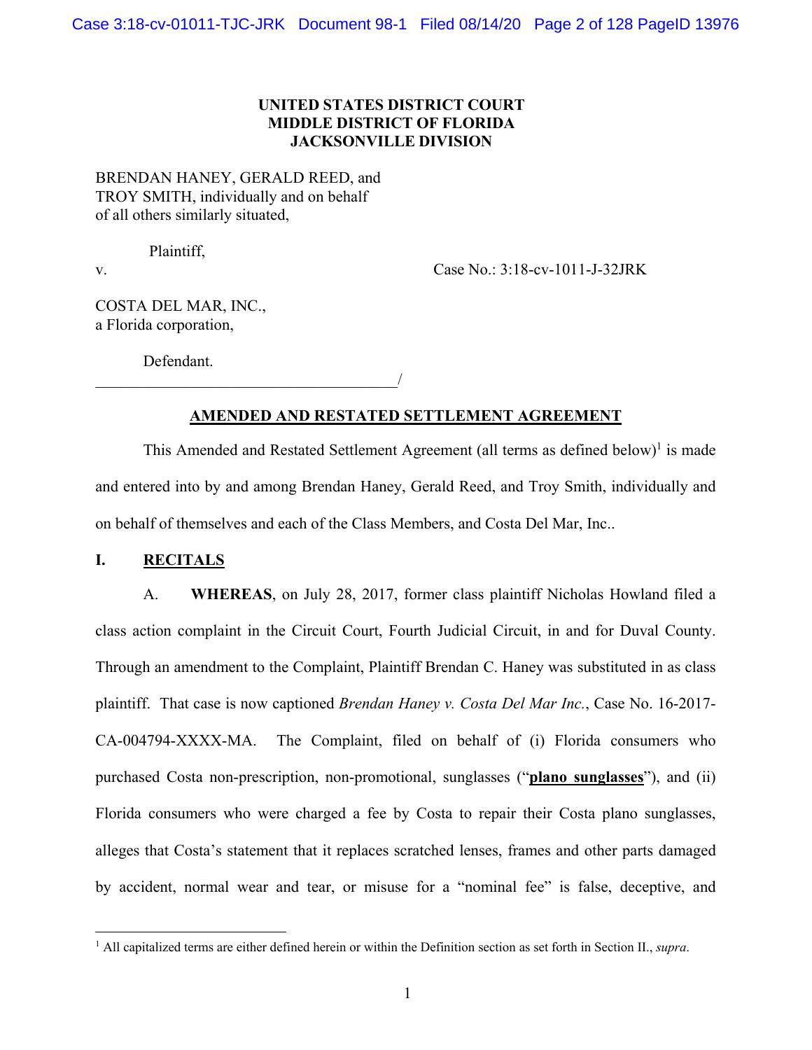**UNITED STATES DISTRICT COURT**
**MIDDLE DISTRICT OF FLORIDA**
**JACKSONVILLE DIVISION**

BRENDAN HANEY, GERALD REED, and TROY SMITH, individually and on behalf of all others similarly situated,

Plaintiff,

v. Case No.: 3:18-cv-1011-J-32JRK

COSTA DEL MAR, INC., a Florida corporation,

Defendant.

_____________________________________/

## AMENDED AND RESTATED SETTLEMENT AGREEMENT

This Amended and Restated Settlement Agreement (all terms as defined below)[1] is made and entered into by and among Brendan Haney, Gerald Reed, and Troy Smith, individually and on behalf of themselves and each of the Class Members, and Costa Del Mar, Inc..

## I. RECITALS

A. **WHEREAS**, on July 28, 2017, former class plaintiff Nicholas Howland filed a class action complaint in the Circuit Court, Fourth Judicial Circuit, in and for Duval County. Through an amendment to the Complaint, Plaintiff Brendan C. Haney was substituted in as class plaintiff. That case is now captioned *Brendan Haney v. Costa Del Mar Inc.*, Case No. 16-2017-CA-004794-XXXX-MA. The Complaint, filed on behalf of (i) Florida consumers who purchased Costa non-prescription, non-promotional, sunglasses ("**plano sunglasses**"), and (ii) Florida consumers who were charged a fee by Costa to repair their Costa plano sunglasses, alleges that Costa's statement that it replaces scratched lenses, frames and other parts damaged by accident, normal wear and tear, or misuse for a "nominal fee" is false, deceptive, and

---

[1] All capitalized terms are either defined herein or within the Definition section as set forth in Section II., *supra*.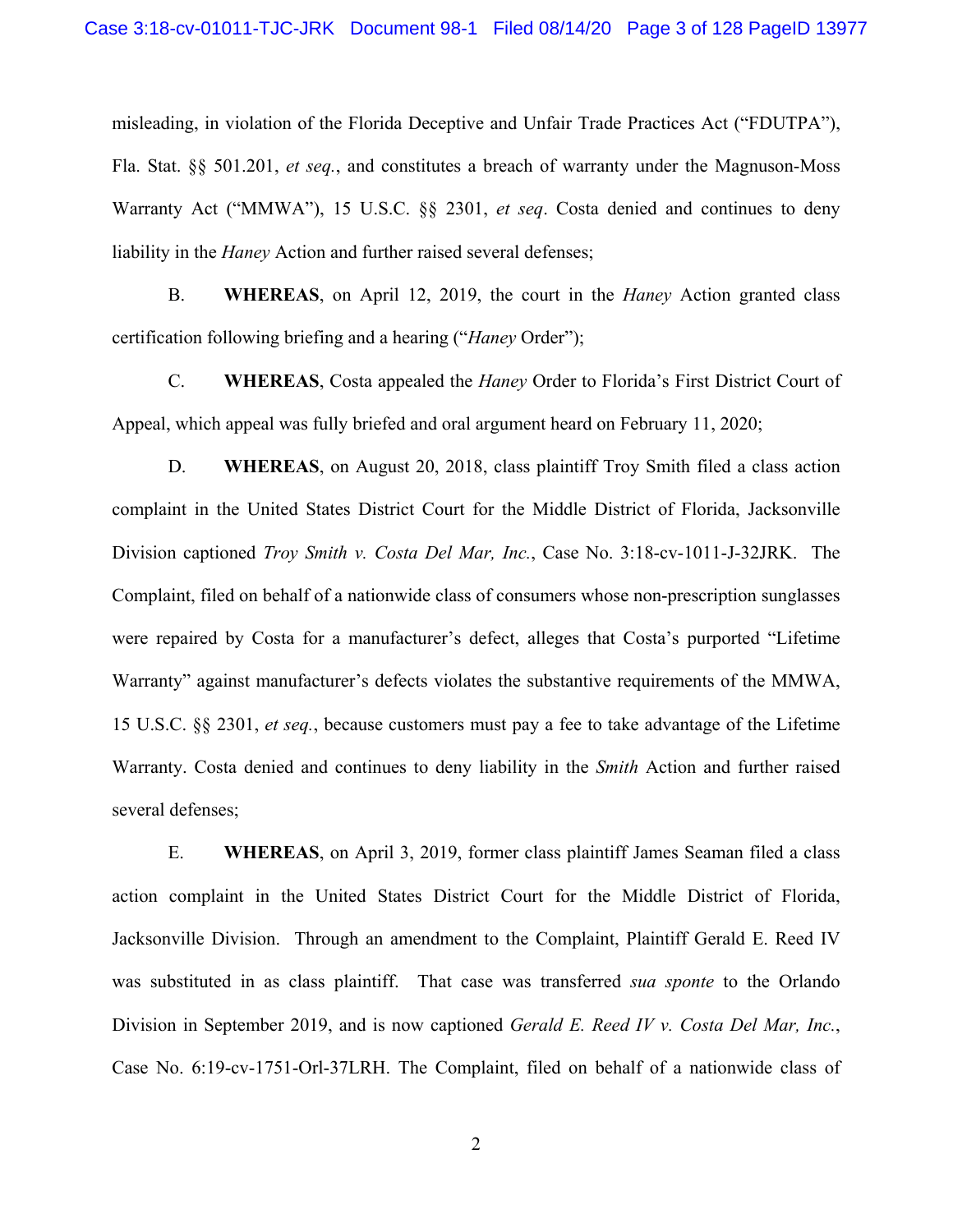misleading, in violation of the Florida Deceptive and Unfair Trade Practices Act ("FDUTPA"), Fla. Stat. §§ 501.201, *et seq.*, and constitutes a breach of warranty under the Magnuson-Moss Warranty Act ("MMWA"), 15 U.S.C. §§ 2301, *et seq*. Costa denied and continues to deny liability in the *Haney* Action and further raised several defenses;

B. **WHEREAS**, on April 12, 2019, the court in the *Haney* Action granted class certification following briefing and a hearing ("*Haney* Order");

C. **WHEREAS**, Costa appealed the *Haney* Order to Florida's First District Court of Appeal, which appeal was fully briefed and oral argument heard on February 11, 2020;

D. **WHEREAS**, on August 20, 2018, class plaintiff Troy Smith filed a class action complaint in the United States District Court for the Middle District of Florida, Jacksonville Division captioned *Troy Smith v. Costa Del Mar, Inc.*, Case No. 3:18-cv-1011-J-32JRK. The Complaint, filed on behalf of a nationwide class of consumers whose non-prescription sunglasses were repaired by Costa for a manufacturer's defect, alleges that Costa's purported "Lifetime Warranty" against manufacturer's defects violates the substantive requirements of the MMWA, 15 U.S.C. §§ 2301, *et seq.*, because customers must pay a fee to take advantage of the Lifetime Warranty. Costa denied and continues to deny liability in the *Smith* Action and further raised several defenses;

E. **WHEREAS**, on April 3, 2019, former class plaintiff James Seaman filed a class action complaint in the United States District Court for the Middle District of Florida, Jacksonville Division. Through an amendment to the Complaint, Plaintiff Gerald E. Reed IV was substituted in as class plaintiff. That case was transferred *sua sponte* to the Orlando Division in September 2019, and is now captioned *Gerald E. Reed IV v. Costa Del Mar, Inc.*, Case No. 6:19-cv-1751-Orl-37LRH. The Complaint, filed on behalf of a nationwide class of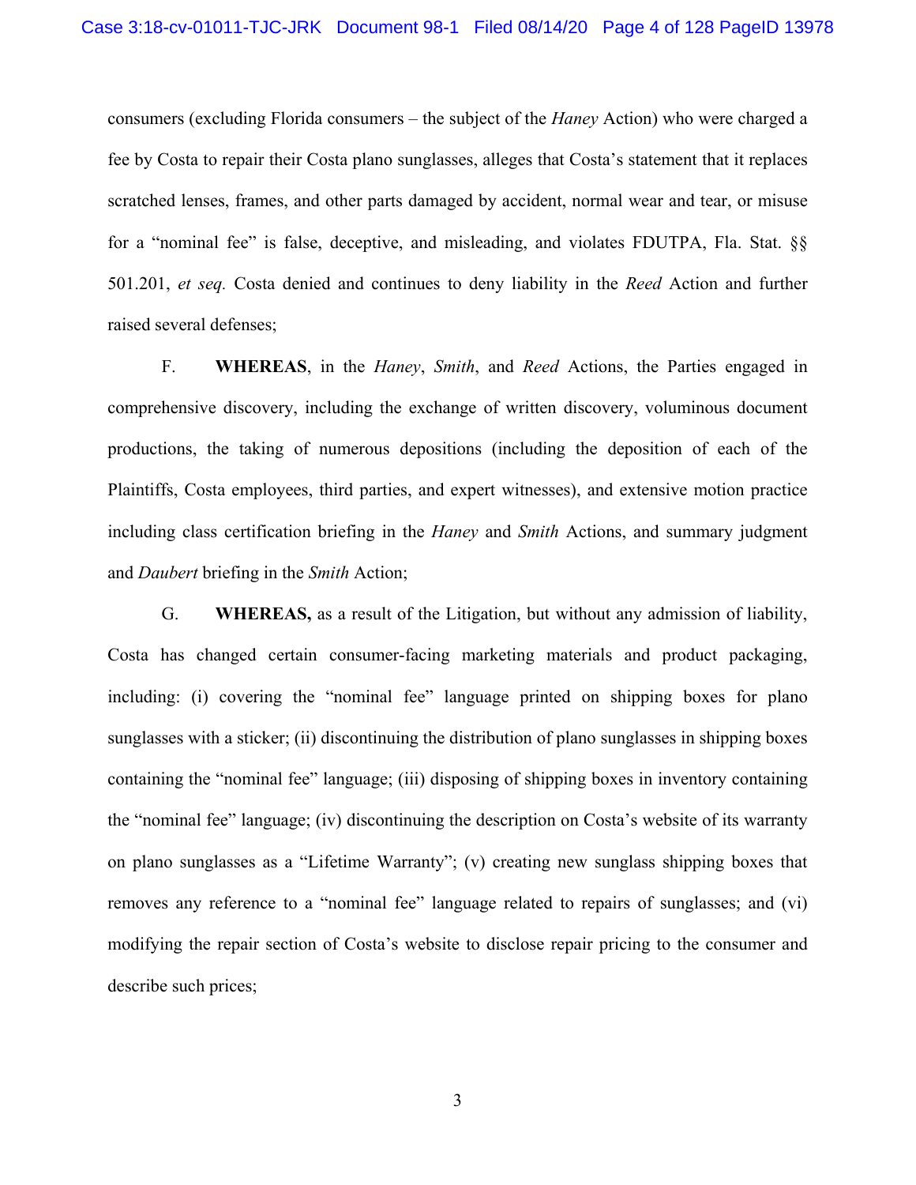consumers (excluding Florida consumers – the subject of the *Haney* Action) who were charged a fee by Costa to repair their Costa plano sunglasses, alleges that Costa's statement that it replaces scratched lenses, frames, and other parts damaged by accident, normal wear and tear, or misuse for a "nominal fee" is false, deceptive, and misleading, and violates FDUTPA, Fla. Stat. §§ 501.201, *et seq.* Costa denied and continues to deny liability in the *Reed* Action and further raised several defenses;

F. **WHEREAS**, in the *Haney*, *Smith*, and *Reed* Actions, the Parties engaged in comprehensive discovery, including the exchange of written discovery, voluminous document productions, the taking of numerous depositions (including the deposition of each of the Plaintiffs, Costa employees, third parties, and expert witnesses), and extensive motion practice including class certification briefing in the *Haney* and *Smith* Actions, and summary judgment and *Daubert* briefing in the *Smith* Action;

G. **WHEREAS,** as a result of the Litigation, but without any admission of liability, Costa has changed certain consumer-facing marketing materials and product packaging, including: (i) covering the "nominal fee" language printed on shipping boxes for plano sunglasses with a sticker; (ii) discontinuing the distribution of plano sunglasses in shipping boxes containing the "nominal fee" language; (iii) disposing of shipping boxes in inventory containing the "nominal fee" language; (iv) discontinuing the description on Costa's website of its warranty on plano sunglasses as a "Lifetime Warranty"; (v) creating new sunglass shipping boxes that removes any reference to a "nominal fee" language related to repairs of sunglasses; and (vi) modifying the repair section of Costa's website to disclose repair pricing to the consumer and describe such prices;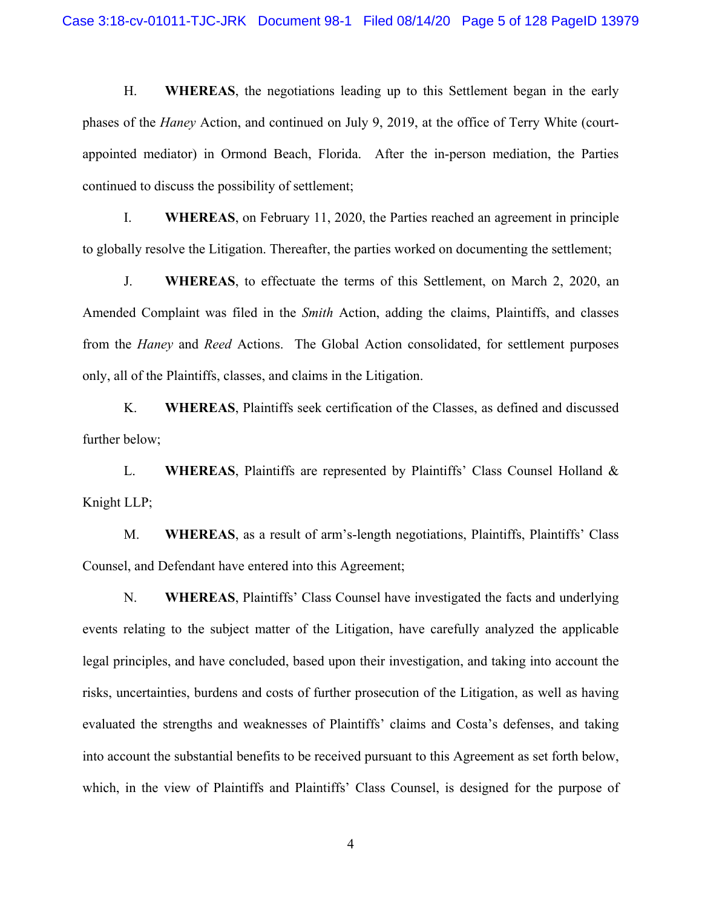H. **WHEREAS**, the negotiations leading up to this Settlement began in the early phases of the *Haney* Action, and continued on July 9, 2019, at the office of Terry White (court-appointed mediator) in Ormond Beach, Florida. After the in-person mediation, the Parties continued to discuss the possibility of settlement;

I. **WHEREAS**, on February 11, 2020, the Parties reached an agreement in principle to globally resolve the Litigation. Thereafter, the parties worked on documenting the settlement;

J. **WHEREAS**, to effectuate the terms of this Settlement, on March 2, 2020, an Amended Complaint was filed in the *Smith* Action, adding the claims, Plaintiffs, and classes from the *Haney* and *Reed* Actions. The Global Action consolidated, for settlement purposes only, all of the Plaintiffs, classes, and claims in the Litigation.

K. **WHEREAS**, Plaintiffs seek certification of the Classes, as defined and discussed further below;

L. **WHEREAS**, Plaintiffs are represented by Plaintiffs' Class Counsel Holland & Knight LLP;

M. **WHEREAS**, as a result of arm's-length negotiations, Plaintiffs, Plaintiffs' Class Counsel, and Defendant have entered into this Agreement;

N. **WHEREAS**, Plaintiffs' Class Counsel have investigated the facts and underlying events relating to the subject matter of the Litigation, have carefully analyzed the applicable legal principles, and have concluded, based upon their investigation, and taking into account the risks, uncertainties, burdens and costs of further prosecution of the Litigation, as well as having evaluated the strengths and weaknesses of Plaintiffs' claims and Costa's defenses, and taking into account the substantial benefits to be received pursuant to this Agreement as set forth below, which, in the view of Plaintiffs and Plaintiffs' Class Counsel, is designed for the purpose of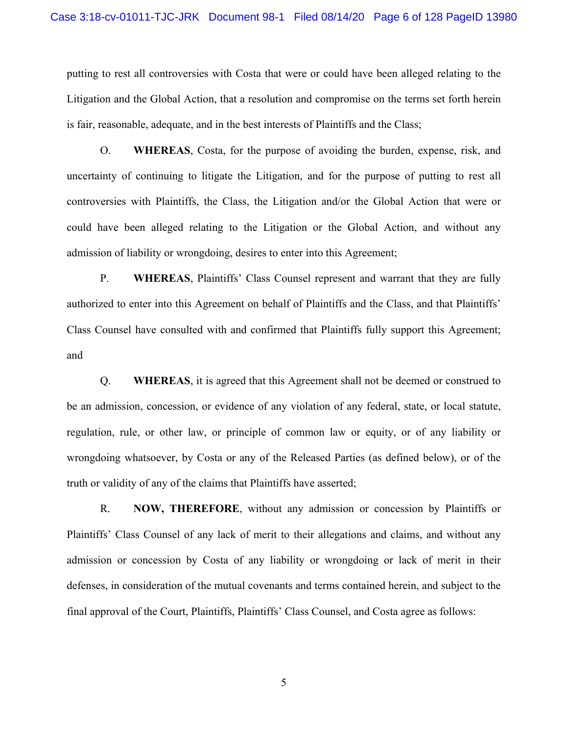putting to rest all controversies with Costa that were or could have been alleged relating to the Litigation and the Global Action, that a resolution and compromise on the terms set forth herein is fair, reasonable, adequate, and in the best interests of Plaintiffs and the Class;

O. **WHEREAS**, Costa, for the purpose of avoiding the burden, expense, risk, and uncertainty of continuing to litigate the Litigation, and for the purpose of putting to rest all controversies with Plaintiffs, the Class, the Litigation and/or the Global Action that were or could have been alleged relating to the Litigation or the Global Action, and without any admission of liability or wrongdoing, desires to enter into this Agreement;

P. **WHEREAS**, Plaintiffs' Class Counsel represent and warrant that they are fully authorized to enter into this Agreement on behalf of Plaintiffs and the Class, and that Plaintiffs' Class Counsel have consulted with and confirmed that Plaintiffs fully support this Agreement; and

Q. **WHEREAS**, it is agreed that this Agreement shall not be deemed or construed to be an admission, concession, or evidence of any violation of any federal, state, or local statute, regulation, rule, or other law, or principle of common law or equity, or of any liability or wrongdoing whatsoever, by Costa or any of the Released Parties (as defined below), or of the truth or validity of any of the claims that Plaintiffs have asserted;

R. **NOW, THEREFORE**, without any admission or concession by Plaintiffs or Plaintiffs' Class Counsel of any lack of merit to their allegations and claims, and without any admission or concession by Costa of any liability or wrongdoing or lack of merit in their defenses, in consideration of the mutual covenants and terms contained herein, and subject to the final approval of the Court, Plaintiffs, Plaintiffs' Class Counsel, and Costa agree as follows: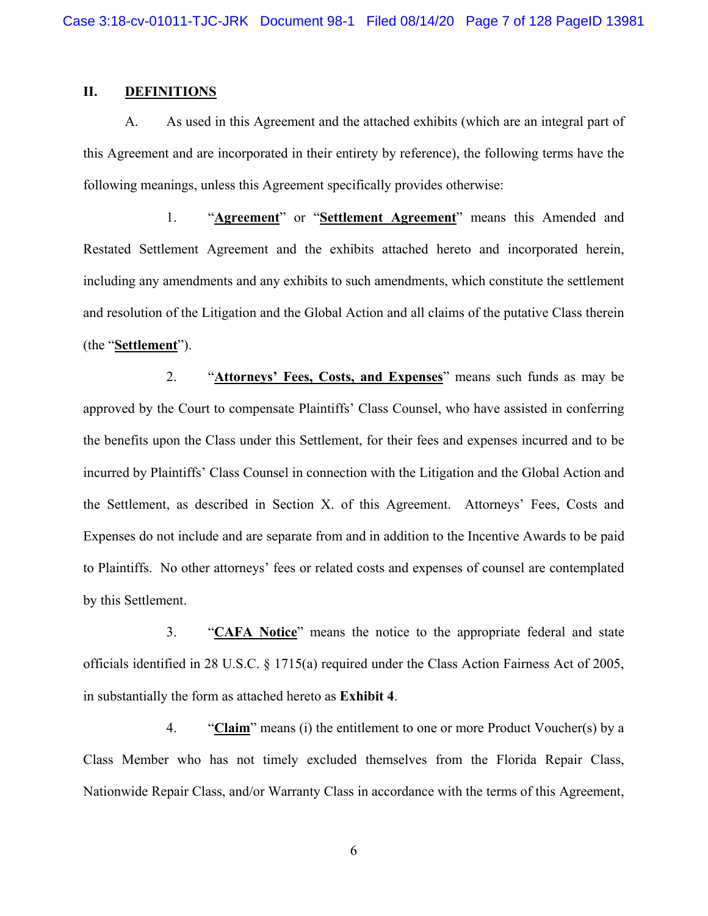## II. DEFINITIONS

A. As used in this Agreement and the attached exhibits (which are an integral part of this Agreement and are incorporated in their entirety by reference), the following terms have the following meanings, unless this Agreement specifically provides otherwise:

1. "**Agreement**" or "**Settlement Agreement**" means this Amended and Restated Settlement Agreement and the exhibits attached hereto and incorporated herein, including any amendments and any exhibits to such amendments, which constitute the settlement and resolution of the Litigation and the Global Action and all claims of the putative Class therein (the "**Settlement**").

2. "**Attorneys' Fees, Costs, and Expenses**" means such funds as may be approved by the Court to compensate Plaintiffs' Class Counsel, who have assisted in conferring the benefits upon the Class under this Settlement, for their fees and expenses incurred and to be incurred by Plaintiffs' Class Counsel in connection with the Litigation and the Global Action and the Settlement, as described in Section X. of this Agreement. Attorneys' Fees, Costs and Expenses do not include and are separate from and in addition to the Incentive Awards to be paid to Plaintiffs. No other attorneys' fees or related costs and expenses of counsel are contemplated by this Settlement.

3. "**CAFA Notice**" means the notice to the appropriate federal and state officials identified in 28 U.S.C. § 1715(a) required under the Class Action Fairness Act of 2005, in substantially the form as attached hereto as **Exhibit 4**.

4. "**Claim**" means (i) the entitlement to one or more Product Voucher(s) by a Class Member who has not timely excluded themselves from the Florida Repair Class, Nationwide Repair Class, and/or Warranty Class in accordance with the terms of this Agreement,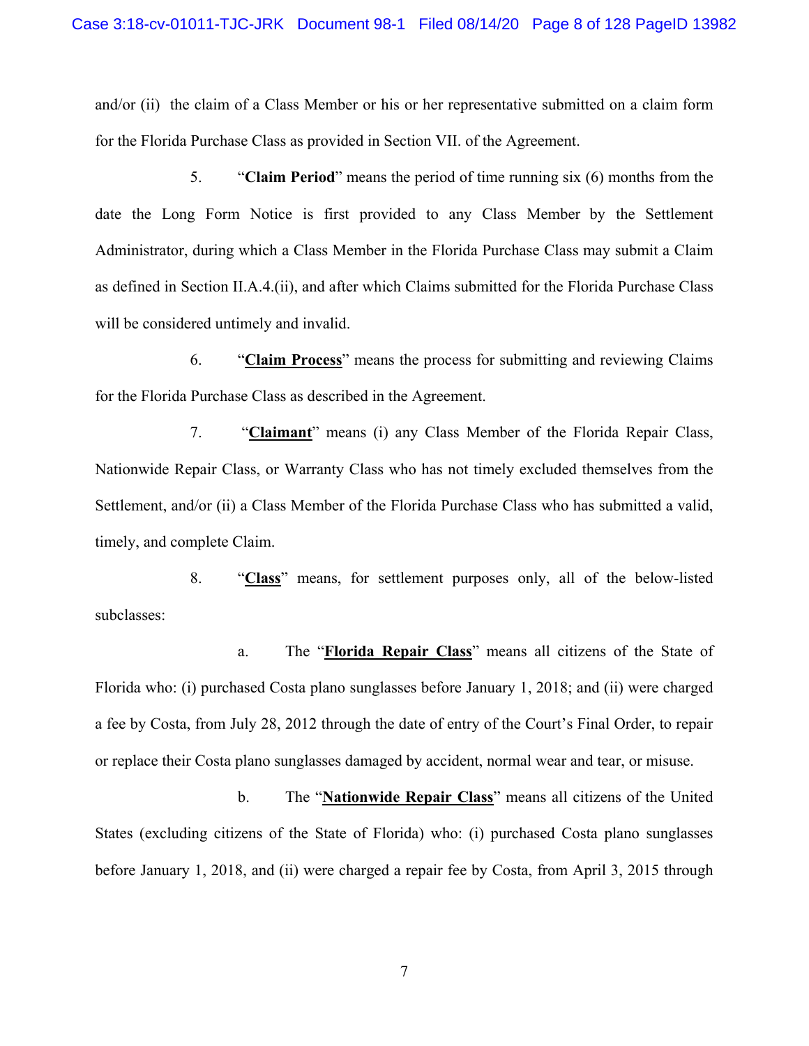and/or (ii) the claim of a Class Member or his or her representative submitted on a claim form for the Florida Purchase Class as provided in Section VII. of the Agreement.

5. "**Claim Period**" means the period of time running six (6) months from the date the Long Form Notice is first provided to any Class Member by the Settlement Administrator, during which a Class Member in the Florida Purchase Class may submit a Claim as defined in Section II.A.4.(ii), and after which Claims submitted for the Florida Purchase Class will be considered untimely and invalid.

6. "**Claim Process**" means the process for submitting and reviewing Claims for the Florida Purchase Class as described in the Agreement.

7. "**Claimant**" means (i) any Class Member of the Florida Repair Class, Nationwide Repair Class, or Warranty Class who has not timely excluded themselves from the Settlement, and/or (ii) a Class Member of the Florida Purchase Class who has submitted a valid, timely, and complete Claim.

8. "**Class**" means, for settlement purposes only, all of the below-listed subclasses:

a. The "**Florida Repair Class**" means all citizens of the State of Florida who: (i) purchased Costa plano sunglasses before January 1, 2018; and (ii) were charged a fee by Costa, from July 28, 2012 through the date of entry of the Court's Final Order, to repair or replace their Costa plano sunglasses damaged by accident, normal wear and tear, or misuse.

b. The "**Nationwide Repair Class**" means all citizens of the United States (excluding citizens of the State of Florida) who: (i) purchased Costa plano sunglasses before January 1, 2018, and (ii) were charged a repair fee by Costa, from April 3, 2015 through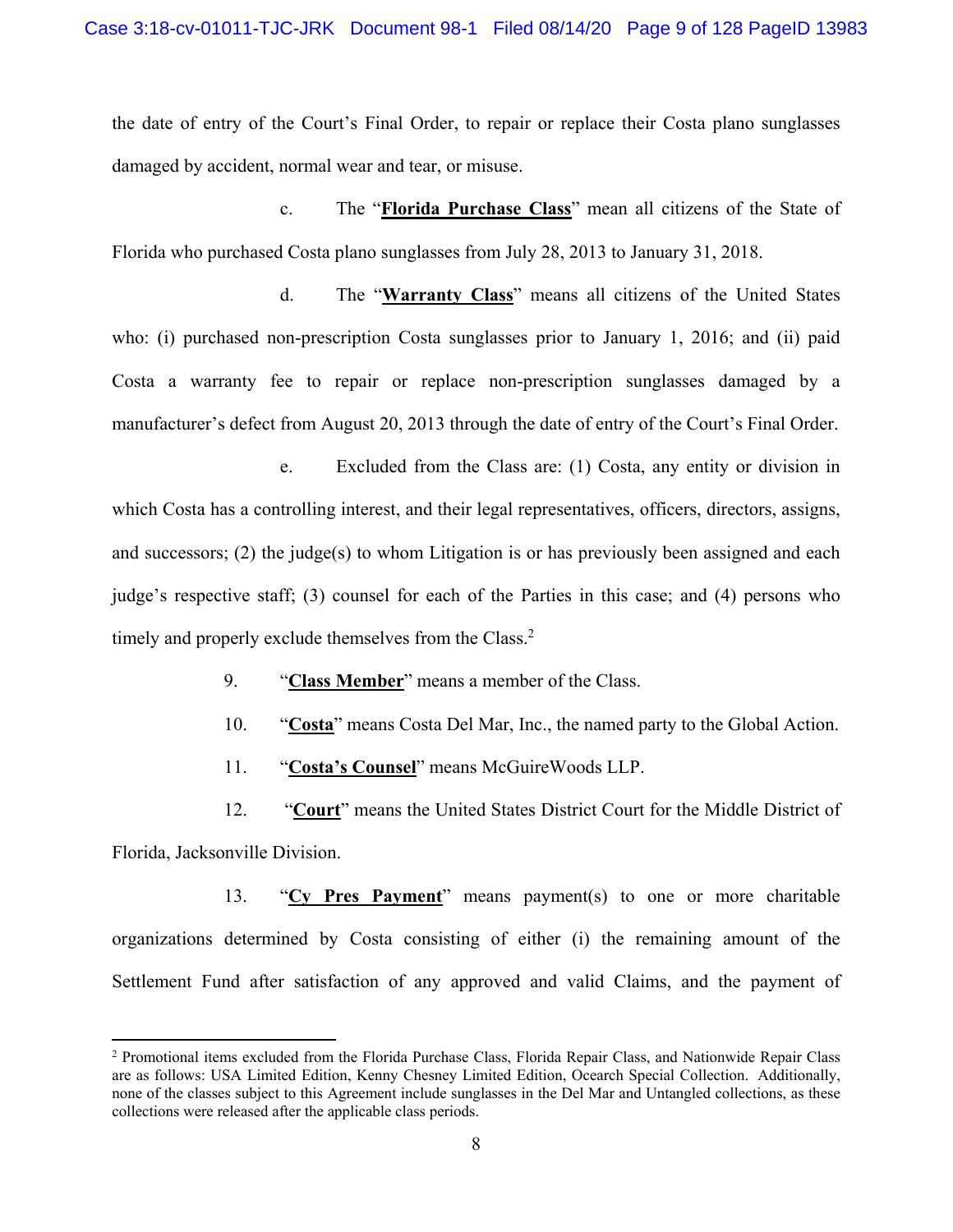the date of entry of the Court's Final Order, to repair or replace their Costa plano sunglasses damaged by accident, normal wear and tear, or misuse.

c. The "**Florida Purchase Class**" mean all citizens of the State of Florida who purchased Costa plano sunglasses from July 28, 2013 to January 31, 2018.

d. The "**Warranty Class**" means all citizens of the United States who: (i) purchased non-prescription Costa sunglasses prior to January 1, 2016; and (ii) paid Costa a warranty fee to repair or replace non-prescription sunglasses damaged by a manufacturer's defect from August 20, 2013 through the date of entry of the Court's Final Order.

e. Excluded from the Class are: (1) Costa, any entity or division in which Costa has a controlling interest, and their legal representatives, officers, directors, assigns, and successors; (2) the judge(s) to whom Litigation is or has previously been assigned and each judge's respective staff; (3) counsel for each of the Parties in this case; and (4) persons who timely and properly exclude themselves from the Class.[2]

9. "**Class Member**" means a member of the Class.

10. "**Costa**" means Costa Del Mar, Inc., the named party to the Global Action.

11. "**Costa's Counsel**" means McGuireWoods LLP.

12. "**Court**" means the United States District Court for the Middle District of Florida, Jacksonville Division.

13. "**Cy Pres Payment**" means payment(s) to one or more charitable organizations determined by Costa consisting of either (i) the remaining amount of the Settlement Fund after satisfaction of any approved and valid Claims, and the payment of

---

[2] Promotional items excluded from the Florida Purchase Class, Florida Repair Class, and Nationwide Repair Class are as follows: USA Limited Edition, Kenny Chesney Limited Edition, Ocearch Special Collection. Additionally, none of the classes subject to this Agreement include sunglasses in the Del Mar and Untangled collections, as these collections were released after the applicable class periods.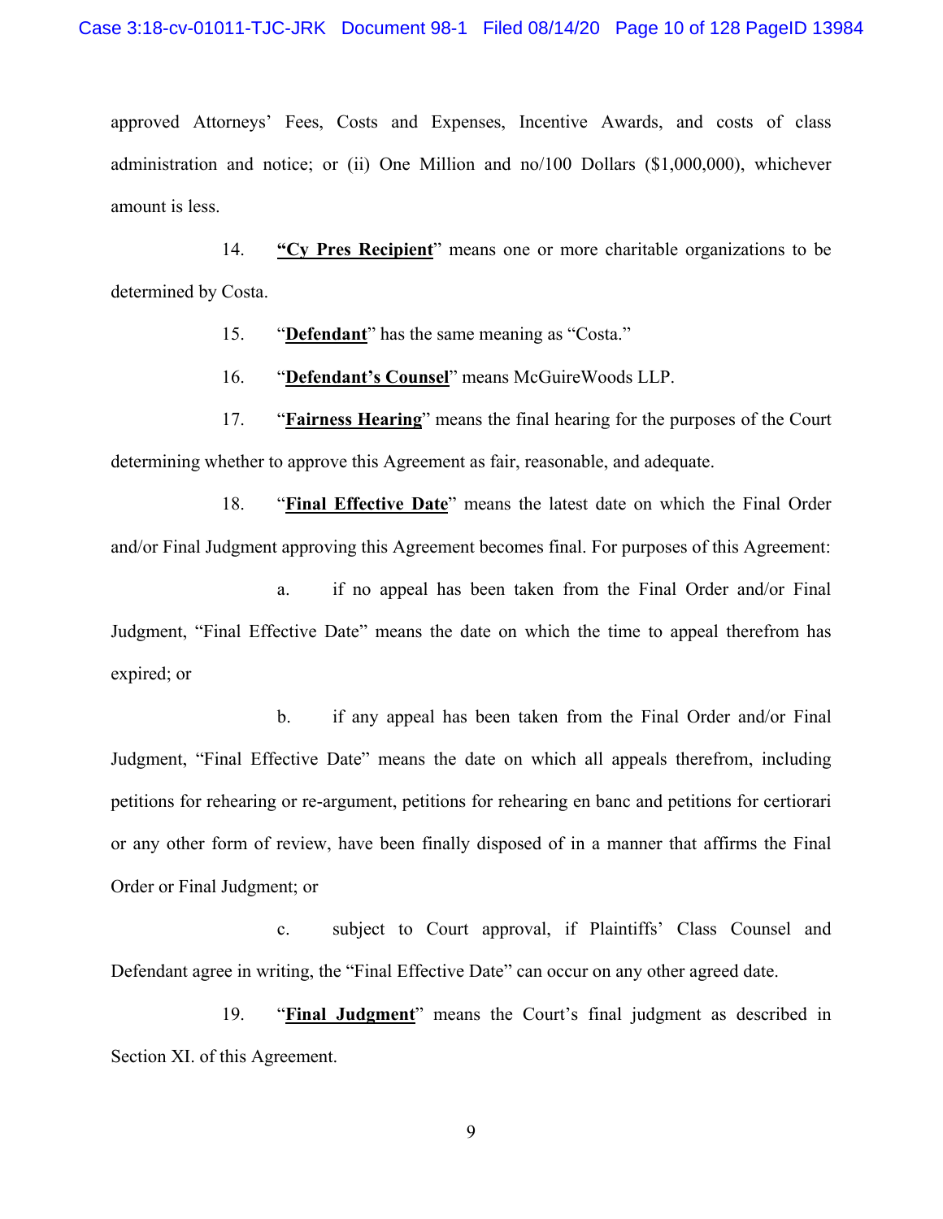approved Attorneys' Fees, Costs and Expenses, Incentive Awards, and costs of class administration and notice; or (ii) One Million and no/100 Dollars ($1,000,000), whichever amount is less.

14. "**Cy Pres Recipient**" means one or more charitable organizations to be determined by Costa.

15. "**Defendant**" has the same meaning as "Costa."

16. "**Defendant's Counsel**" means McGuireWoods LLP.

17. "**Fairness Hearing**" means the final hearing for the purposes of the Court determining whether to approve this Agreement as fair, reasonable, and adequate.

18. "**Final Effective Date**" means the latest date on which the Final Order and/or Final Judgment approving this Agreement becomes final. For purposes of this Agreement:

a. if no appeal has been taken from the Final Order and/or Final Judgment, "Final Effective Date" means the date on which the time to appeal therefrom has expired; or

b. if any appeal has been taken from the Final Order and/or Final Judgment, "Final Effective Date" means the date on which all appeals therefrom, including petitions for rehearing or re-argument, petitions for rehearing en banc and petitions for certiorari or any other form of review, have been finally disposed of in a manner that affirms the Final Order or Final Judgment; or

c. subject to Court approval, if Plaintiffs' Class Counsel and Defendant agree in writing, the "Final Effective Date" can occur on any other agreed date.

19. "**Final Judgment**" means the Court's final judgment as described in Section XI. of this Agreement.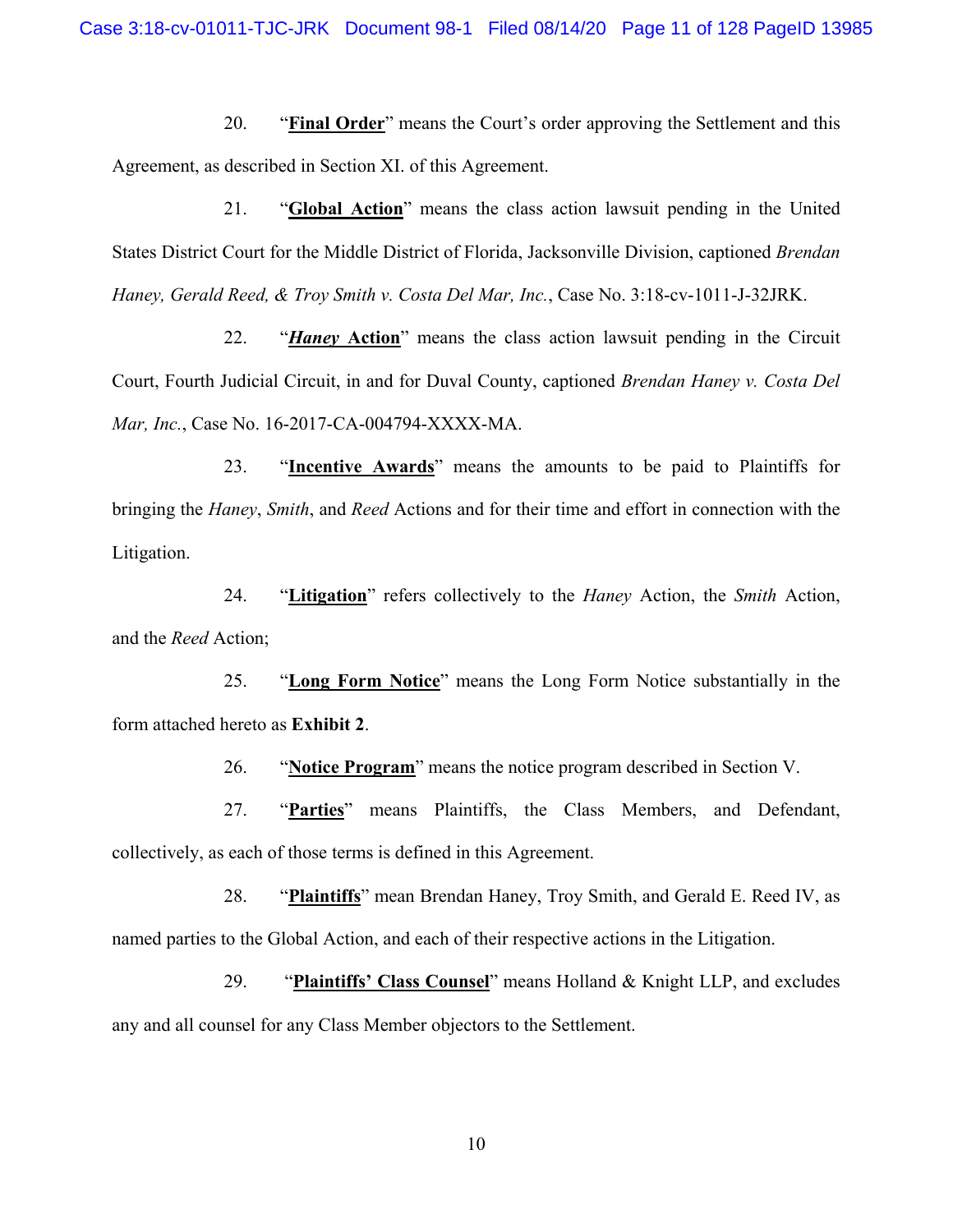20. "**Final Order**" means the Court's order approving the Settlement and this Agreement, as described in Section XI. of this Agreement.

21. "**Global Action**" means the class action lawsuit pending in the United States District Court for the Middle District of Florida, Jacksonville Division, captioned *Brendan Haney, Gerald Reed, & Troy Smith v. Costa Del Mar, Inc.*, Case No. 3:18-cv-1011-J-32JRK.

22. "***Haney* Action**" means the class action lawsuit pending in the Circuit Court, Fourth Judicial Circuit, in and for Duval County, captioned *Brendan Haney v. Costa Del Mar, Inc.*, Case No. 16-2017-CA-004794-XXXX-MA.

23. "**Incentive Awards**" means the amounts to be paid to Plaintiffs for bringing the *Haney*, *Smith*, and *Reed* Actions and for their time and effort in connection with the Litigation.

24. "**Litigation**" refers collectively to the *Haney* Action, the *Smith* Action, and the *Reed* Action;

25. "**Long Form Notice**" means the Long Form Notice substantially in the form attached hereto as **Exhibit 2**.

26. "**Notice Program**" means the notice program described in Section V.

27. "**Parties**" means Plaintiffs, the Class Members, and Defendant, collectively, as each of those terms is defined in this Agreement.

28. "**Plaintiffs**" mean Brendan Haney, Troy Smith, and Gerald E. Reed IV, as named parties to the Global Action, and each of their respective actions in the Litigation.

29. "**Plaintiffs' Class Counsel**" means Holland & Knight LLP, and excludes any and all counsel for any Class Member objectors to the Settlement.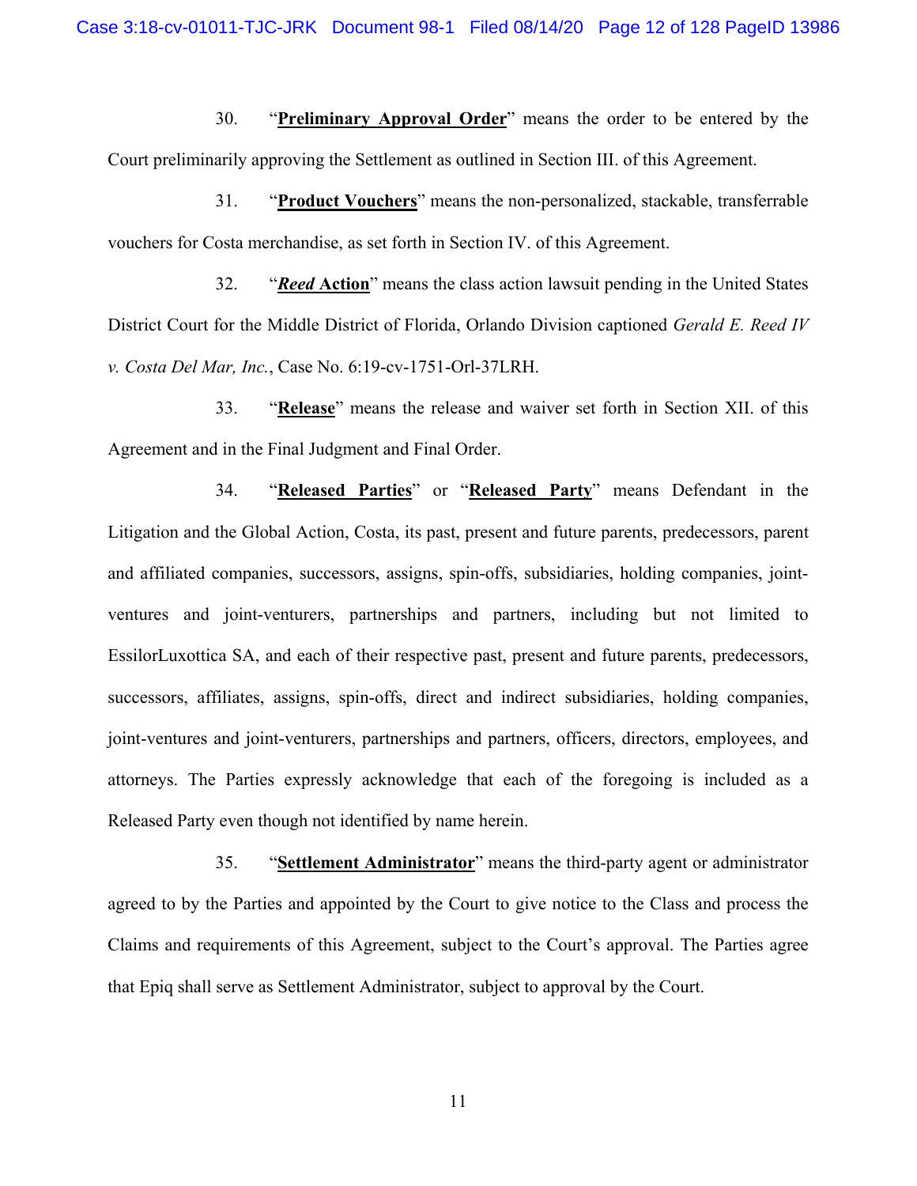30. "**<u>Preliminary Approval Order</u>**" means the order to be entered by the Court preliminarily approving the Settlement as outlined in Section III. of this Agreement.

31. "**<u>Product Vouchers</u>**" means the non-personalized, stackable, transferrable vouchers for Costa merchandise, as set forth in Section IV. of this Agreement.

32. "**<u>*Reed* Action</u>**" means the class action lawsuit pending in the United States District Court for the Middle District of Florida, Orlando Division captioned *Gerald E. Reed IV v. Costa Del Mar, Inc.*, Case No. 6:19-cv-1751-Orl-37LRH.

33. "**<u>Release</u>**" means the release and waiver set forth in Section XII. of this Agreement and in the Final Judgment and Final Order.

34. "**<u>Released Parties</u>**" or "**<u>Released Party</u>**" means Defendant in the Litigation and the Global Action, Costa, its past, present and future parents, predecessors, parent and affiliated companies, successors, assigns, spin-offs, subsidiaries, holding companies, joint-ventures and joint-venturers, partnerships and partners, including but not limited to EssilorLuxottica SA, and each of their respective past, present and future parents, predecessors, successors, affiliates, assigns, spin-offs, direct and indirect subsidiaries, holding companies, joint-ventures and joint-venturers, partnerships and partners, officers, directors, employees, and attorneys. The Parties expressly acknowledge that each of the foregoing is included as a Released Party even though not identified by name herein.

35. "**<u>Settlement Administrator</u>**" means the third-party agent or administrator agreed to by the Parties and appointed by the Court to give notice to the Class and process the Claims and requirements of this Agreement, subject to the Court's approval. The Parties agree that Epiq shall serve as Settlement Administrator, subject to approval by the Court.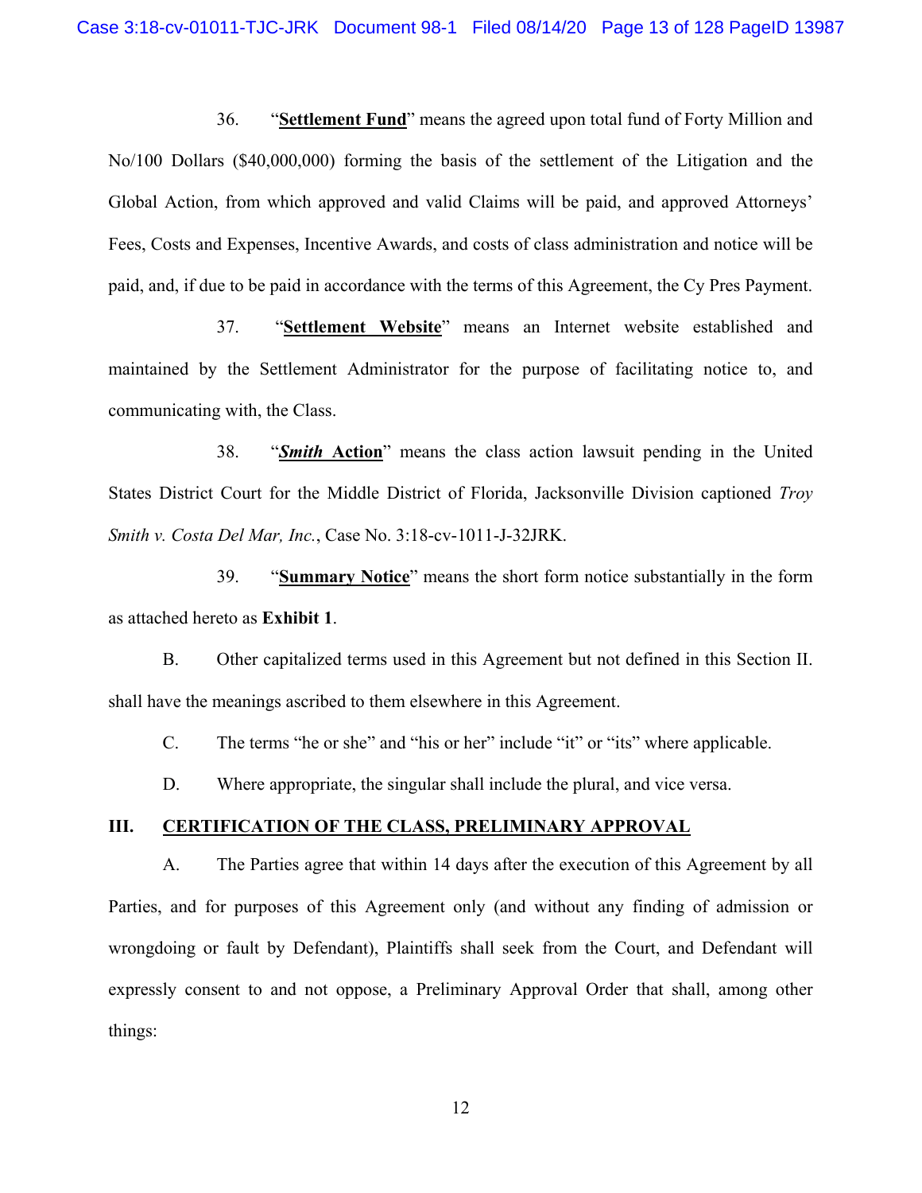36. "**Settlement Fund**" means the agreed upon total fund of Forty Million and No/100 Dollars ($40,000,000) forming the basis of the settlement of the Litigation and the Global Action, from which approved and valid Claims will be paid, and approved Attorneys' Fees, Costs and Expenses, Incentive Awards, and costs of class administration and notice will be paid, and, if due to be paid in accordance with the terms of this Agreement, the Cy Pres Payment.

37. "**Settlement Website**" means an Internet website established and maintained by the Settlement Administrator for the purpose of facilitating notice to, and communicating with, the Class.

38. "***Smith* Action**" means the class action lawsuit pending in the United States District Court for the Middle District of Florida, Jacksonville Division captioned *Troy Smith v. Costa Del Mar, Inc.*, Case No. 3:18-cv-1011-J-32JRK.

39. "**Summary Notice**" means the short form notice substantially in the form as attached hereto as **Exhibit 1**.

B. Other capitalized terms used in this Agreement but not defined in this Section II. shall have the meanings ascribed to them elsewhere in this Agreement.

C. The terms "he or she" and "his or her" include "it" or "its" where applicable.

D. Where appropriate, the singular shall include the plural, and vice versa.

## III. CERTIFICATION OF THE CLASS, PRELIMINARY APPROVAL

A. The Parties agree that within 14 days after the execution of this Agreement by all Parties, and for purposes of this Agreement only (and without any finding of admission or wrongdoing or fault by Defendant), Plaintiffs shall seek from the Court, and Defendant will expressly consent to and not oppose, a Preliminary Approval Order that shall, among other things: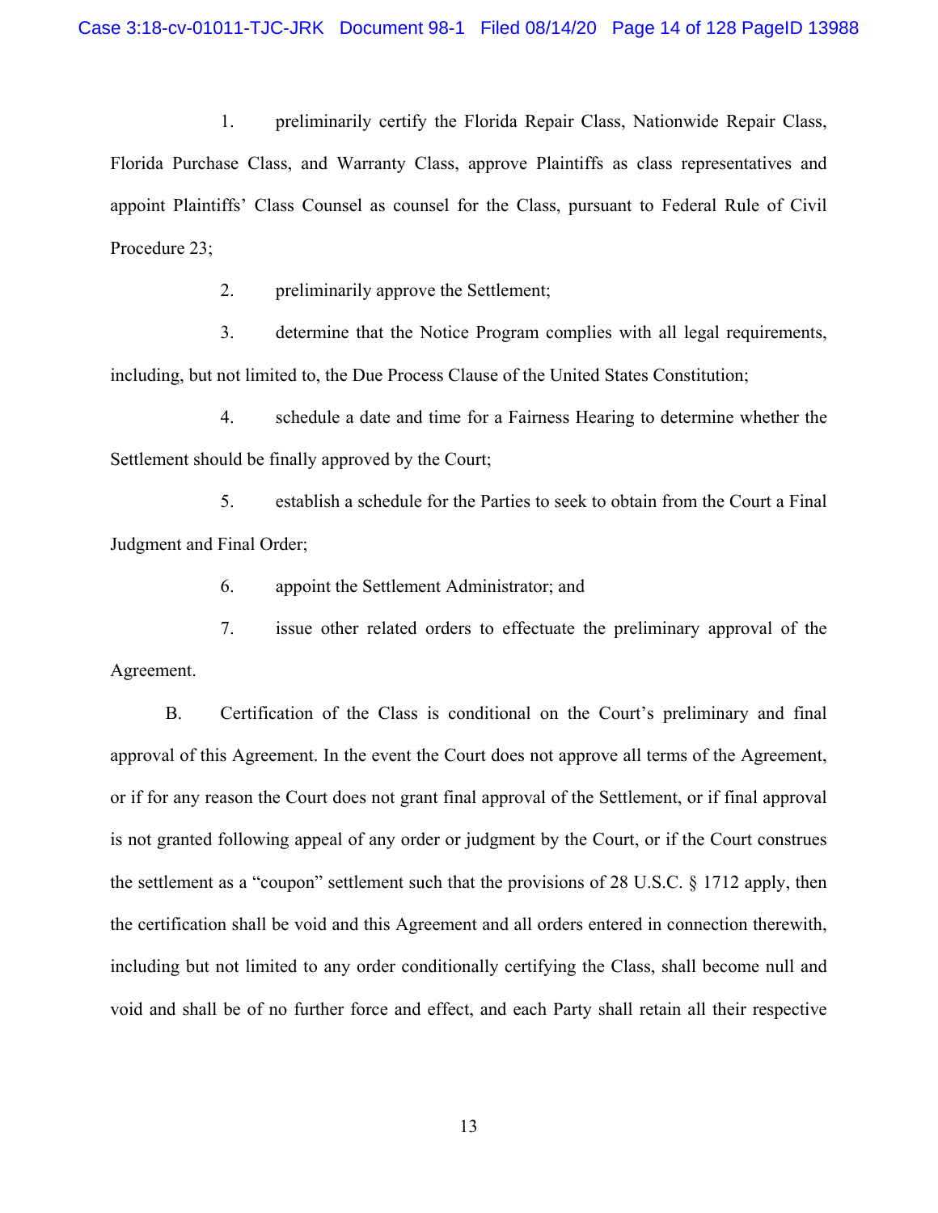1. preliminarily certify the Florida Repair Class, Nationwide Repair Class, Florida Purchase Class, and Warranty Class, approve Plaintiffs as class representatives and appoint Plaintiffs' Class Counsel as counsel for the Class, pursuant to Federal Rule of Civil Procedure 23;

2. preliminarily approve the Settlement;

3. determine that the Notice Program complies with all legal requirements, including, but not limited to, the Due Process Clause of the United States Constitution;

4. schedule a date and time for a Fairness Hearing to determine whether the Settlement should be finally approved by the Court;

5. establish a schedule for the Parties to seek to obtain from the Court a Final Judgment and Final Order;

6. appoint the Settlement Administrator; and

7. issue other related orders to effectuate the preliminary approval of the Agreement.

B. Certification of the Class is conditional on the Court's preliminary and final approval of this Agreement. In the event the Court does not approve all terms of the Agreement, or if for any reason the Court does not grant final approval of the Settlement, or if final approval is not granted following appeal of any order or judgment by the Court, or if the Court construes the settlement as a "coupon" settlement such that the provisions of 28 U.S.C. § 1712 apply, then the certification shall be void and this Agreement and all orders entered in connection therewith, including but not limited to any order conditionally certifying the Class, shall become null and void and shall be of no further force and effect, and each Party shall retain all their respective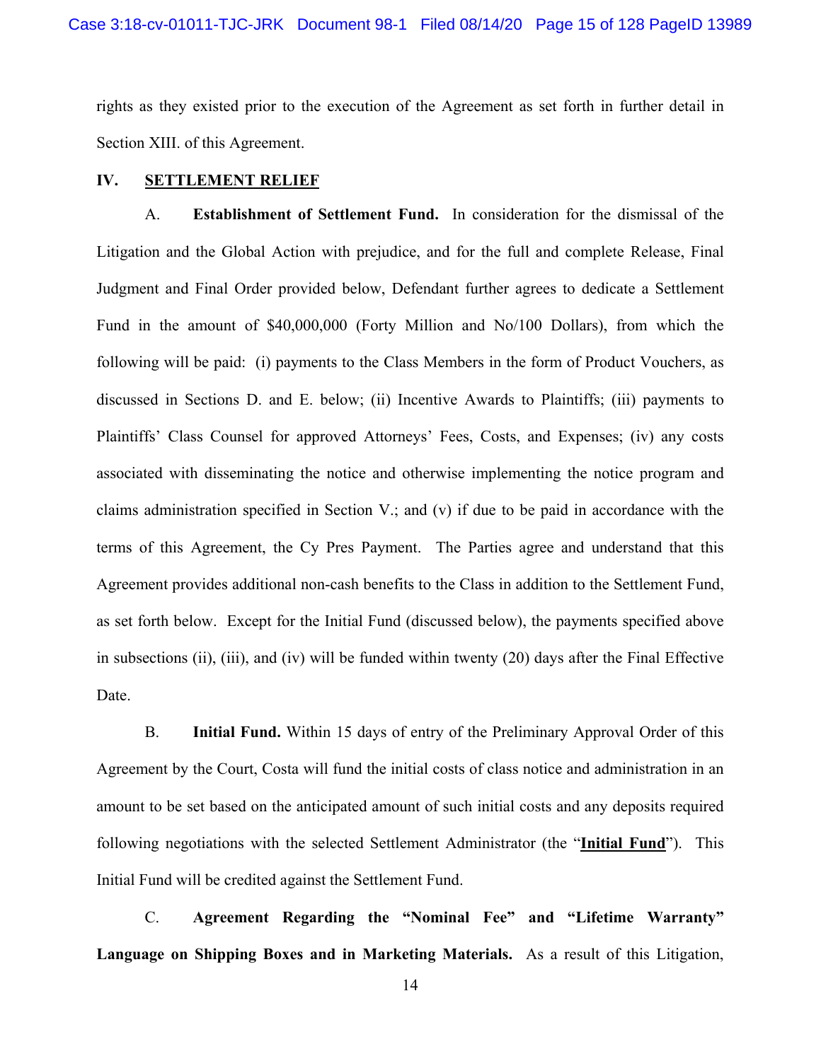rights as they existed prior to the execution of the Agreement as set forth in further detail in Section XIII. of this Agreement.

## IV. SETTLEMENT RELIEF

A. **Establishment of Settlement Fund.** In consideration for the dismissal of the Litigation and the Global Action with prejudice, and for the full and complete Release, Final Judgment and Final Order provided below, Defendant further agrees to dedicate a Settlement Fund in the amount of $40,000,000 (Forty Million and No/100 Dollars), from which the following will be paid: (i) payments to the Class Members in the form of Product Vouchers, as discussed in Sections D. and E. below; (ii) Incentive Awards to Plaintiffs; (iii) payments to Plaintiffs' Class Counsel for approved Attorneys' Fees, Costs, and Expenses; (iv) any costs associated with disseminating the notice and otherwise implementing the notice program and claims administration specified in Section V.; and (v) if due to be paid in accordance with the terms of this Agreement, the Cy Pres Payment. The Parties agree and understand that this Agreement provides additional non-cash benefits to the Class in addition to the Settlement Fund, as set forth below. Except for the Initial Fund (discussed below), the payments specified above in subsections (ii), (iii), and (iv) will be funded within twenty (20) days after the Final Effective Date.

B. **Initial Fund.** Within 15 days of entry of the Preliminary Approval Order of this Agreement by the Court, Costa will fund the initial costs of class notice and administration in an amount to be set based on the anticipated amount of such initial costs and any deposits required following negotiations with the selected Settlement Administrator (the "**Initial Fund**"). This Initial Fund will be credited against the Settlement Fund.

C. **Agreement Regarding the "Nominal Fee" and "Lifetime Warranty" Language on Shipping Boxes and in Marketing Materials.** As a result of this Litigation,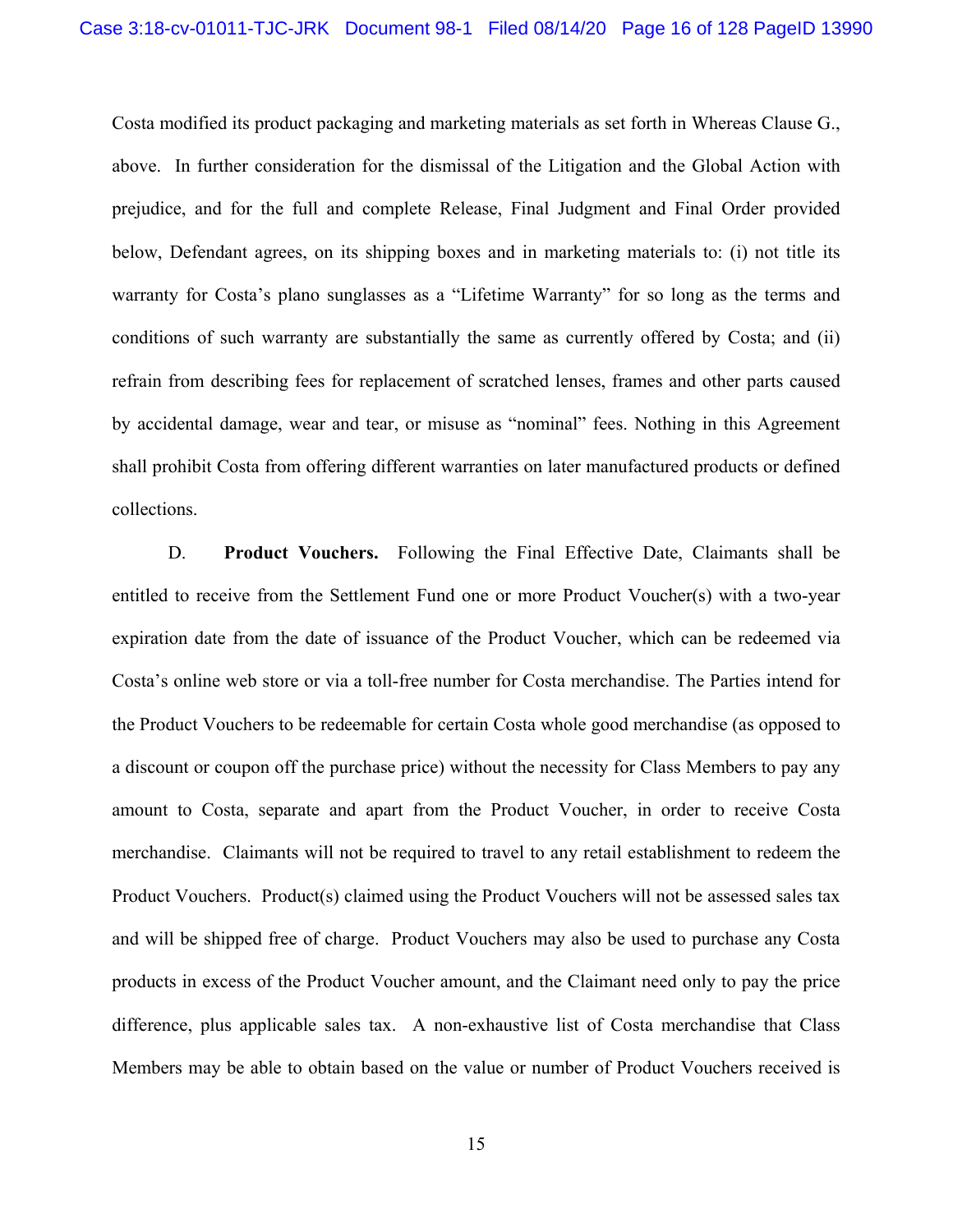Costa modified its product packaging and marketing materials as set forth in Whereas Clause G., above. In further consideration for the dismissal of the Litigation and the Global Action with prejudice, and for the full and complete Release, Final Judgment and Final Order provided below, Defendant agrees, on its shipping boxes and in marketing materials to: (i) not title its warranty for Costa's plano sunglasses as a "Lifetime Warranty" for so long as the terms and conditions of such warranty are substantially the same as currently offered by Costa; and (ii) refrain from describing fees for replacement of scratched lenses, frames and other parts caused by accidental damage, wear and tear, or misuse as "nominal" fees. Nothing in this Agreement shall prohibit Costa from offering different warranties on later manufactured products or defined collections.

D. **Product Vouchers.** Following the Final Effective Date, Claimants shall be entitled to receive from the Settlement Fund one or more Product Voucher(s) with a two-year expiration date from the date of issuance of the Product Voucher, which can be redeemed via Costa's online web store or via a toll-free number for Costa merchandise. The Parties intend for the Product Vouchers to be redeemable for certain Costa whole good merchandise (as opposed to a discount or coupon off the purchase price) without the necessity for Class Members to pay any amount to Costa, separate and apart from the Product Voucher, in order to receive Costa merchandise. Claimants will not be required to travel to any retail establishment to redeem the Product Vouchers. Product(s) claimed using the Product Vouchers will not be assessed sales tax and will be shipped free of charge. Product Vouchers may also be used to purchase any Costa products in excess of the Product Voucher amount, and the Claimant need only to pay the price difference, plus applicable sales tax. A non-exhaustive list of Costa merchandise that Class Members may be able to obtain based on the value or number of Product Vouchers received is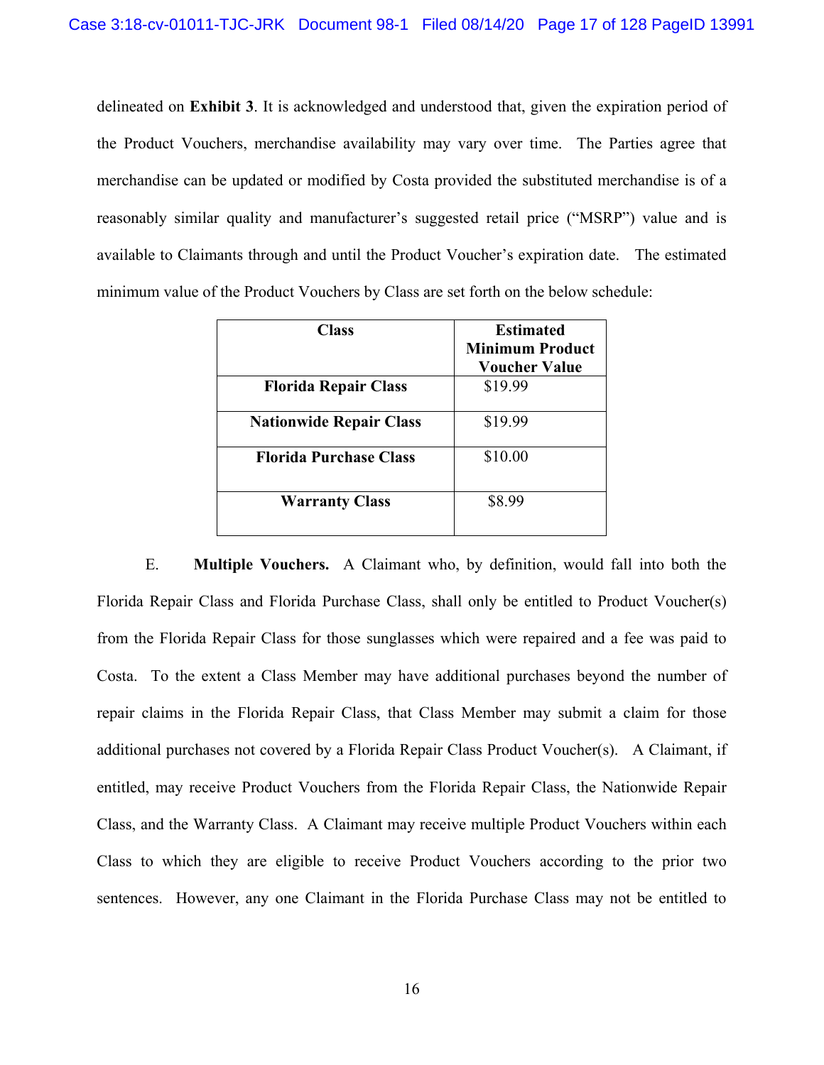delineated on **Exhibit 3**. It is acknowledged and understood that, given the expiration period of the Product Vouchers, merchandise availability may vary over time. The Parties agree that merchandise can be updated or modified by Costa provided the substituted merchandise is of a reasonably similar quality and manufacturer's suggested retail price ("MSRP") value and is available to Claimants through and until the Product Voucher's expiration date. The estimated minimum value of the Product Vouchers by Class are set forth on the below schedule:

| Class | Estimated Minimum Product Voucher Value |
|---|---|
| **Florida Repair Class** | $19.99 |
| **Nationwide Repair Class** | $19.99 |
| **Florida Purchase Class** | $10.00 |
| **Warranty Class** | $8.99 |

E. **Multiple Vouchers.** A Claimant who, by definition, would fall into both the Florida Repair Class and Florida Purchase Class, shall only be entitled to Product Voucher(s) from the Florida Repair Class for those sunglasses which were repaired and a fee was paid to Costa. To the extent a Class Member may have additional purchases beyond the number of repair claims in the Florida Repair Class, that Class Member may submit a claim for those additional purchases not covered by a Florida Repair Class Product Voucher(s). A Claimant, if entitled, may receive Product Vouchers from the Florida Repair Class, the Nationwide Repair Class, and the Warranty Class. A Claimant may receive multiple Product Vouchers within each Class to which they are eligible to receive Product Vouchers according to the prior two sentences. However, any one Claimant in the Florida Purchase Class may not be entitled to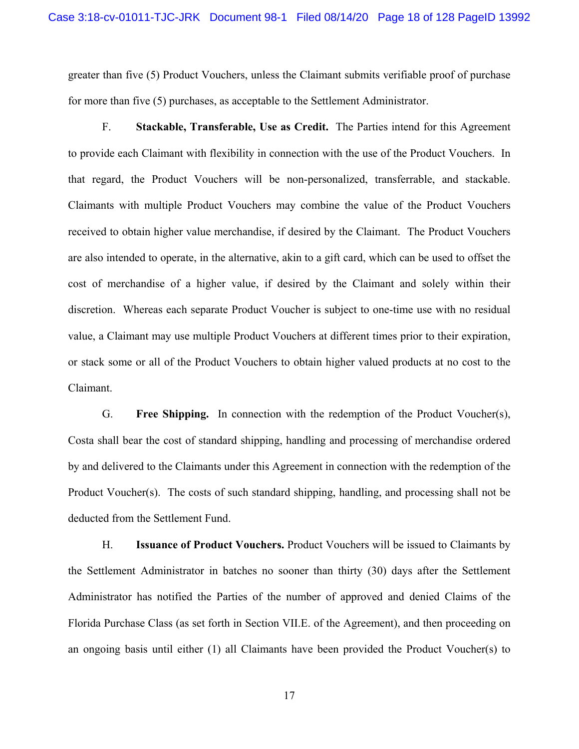greater than five (5) Product Vouchers, unless the Claimant submits verifiable proof of purchase for more than five (5) purchases, as acceptable to the Settlement Administrator.

F. **Stackable, Transferable, Use as Credit.** The Parties intend for this Agreement to provide each Claimant with flexibility in connection with the use of the Product Vouchers. In that regard, the Product Vouchers will be non-personalized, transferrable, and stackable. Claimants with multiple Product Vouchers may combine the value of the Product Vouchers received to obtain higher value merchandise, if desired by the Claimant. The Product Vouchers are also intended to operate, in the alternative, akin to a gift card, which can be used to offset the cost of merchandise of a higher value, if desired by the Claimant and solely within their discretion. Whereas each separate Product Voucher is subject to one-time use with no residual value, a Claimant may use multiple Product Vouchers at different times prior to their expiration, or stack some or all of the Product Vouchers to obtain higher valued products at no cost to the Claimant.

G. **Free Shipping.** In connection with the redemption of the Product Voucher(s), Costa shall bear the cost of standard shipping, handling and processing of merchandise ordered by and delivered to the Claimants under this Agreement in connection with the redemption of the Product Voucher(s). The costs of such standard shipping, handling, and processing shall not be deducted from the Settlement Fund.

H. **Issuance of Product Vouchers.** Product Vouchers will be issued to Claimants by the Settlement Administrator in batches no sooner than thirty (30) days after the Settlement Administrator has notified the Parties of the number of approved and denied Claims of the Florida Purchase Class (as set forth in Section VII.E. of the Agreement), and then proceeding on an ongoing basis until either (1) all Claimants have been provided the Product Voucher(s) to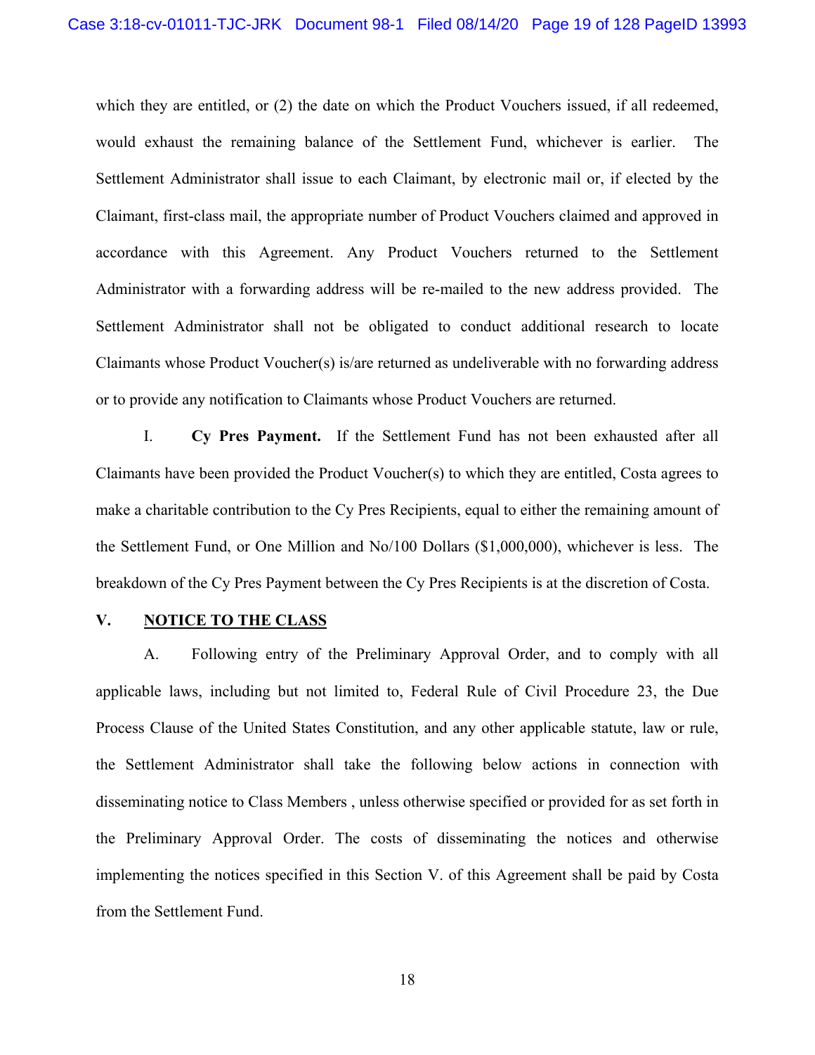which they are entitled, or (2) the date on which the Product Vouchers issued, if all redeemed, would exhaust the remaining balance of the Settlement Fund, whichever is earlier. The Settlement Administrator shall issue to each Claimant, by electronic mail or, if elected by the Claimant, first-class mail, the appropriate number of Product Vouchers claimed and approved in accordance with this Agreement. Any Product Vouchers returned to the Settlement Administrator with a forwarding address will be re-mailed to the new address provided. The Settlement Administrator shall not be obligated to conduct additional research to locate Claimants whose Product Voucher(s) is/are returned as undeliverable with no forwarding address or to provide any notification to Claimants whose Product Vouchers are returned.

I. **Cy Pres Payment.** If the Settlement Fund has not been exhausted after all Claimants have been provided the Product Voucher(s) to which they are entitled, Costa agrees to make a charitable contribution to the Cy Pres Recipients, equal to either the remaining amount of the Settlement Fund, or One Million and No/100 Dollars ($1,000,000), whichever is less. The breakdown of the Cy Pres Payment between the Cy Pres Recipients is at the discretion of Costa.

## V. <u>NOTICE TO THE CLASS</u>

A. Following entry of the Preliminary Approval Order, and to comply with all applicable laws, including but not limited to, Federal Rule of Civil Procedure 23, the Due Process Clause of the United States Constitution, and any other applicable statute, law or rule, the Settlement Administrator shall take the following below actions in connection with disseminating notice to Class Members , unless otherwise specified or provided for as set forth in the Preliminary Approval Order. The costs of disseminating the notices and otherwise implementing the notices specified in this Section V. of this Agreement shall be paid by Costa from the Settlement Fund.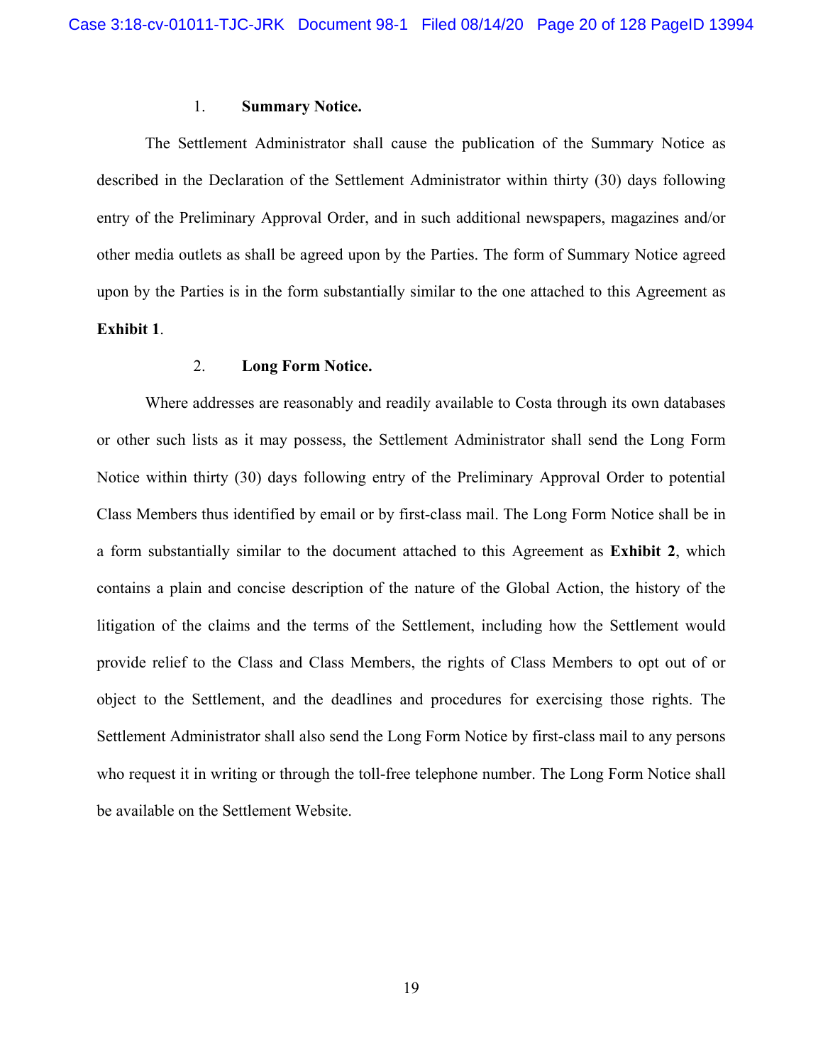1. **Summary Notice.**

The Settlement Administrator shall cause the publication of the Summary Notice as described in the Declaration of the Settlement Administrator within thirty (30) days following entry of the Preliminary Approval Order, and in such additional newspapers, magazines and/or other media outlets as shall be agreed upon by the Parties. The form of Summary Notice agreed upon by the Parties is in the form substantially similar to the one attached to this Agreement as **Exhibit 1**.

2. **Long Form Notice.**

Where addresses are reasonably and readily available to Costa through its own databases or other such lists as it may possess, the Settlement Administrator shall send the Long Form Notice within thirty (30) days following entry of the Preliminary Approval Order to potential Class Members thus identified by email or by first-class mail. The Long Form Notice shall be in a form substantially similar to the document attached to this Agreement as **Exhibit 2**, which contains a plain and concise description of the nature of the Global Action, the history of the litigation of the claims and the terms of the Settlement, including how the Settlement would provide relief to the Class and Class Members, the rights of Class Members to opt out of or object to the Settlement, and the deadlines and procedures for exercising those rights. The Settlement Administrator shall also send the Long Form Notice by first-class mail to any persons who request it in writing or through the toll-free telephone number. The Long Form Notice shall be available on the Settlement Website.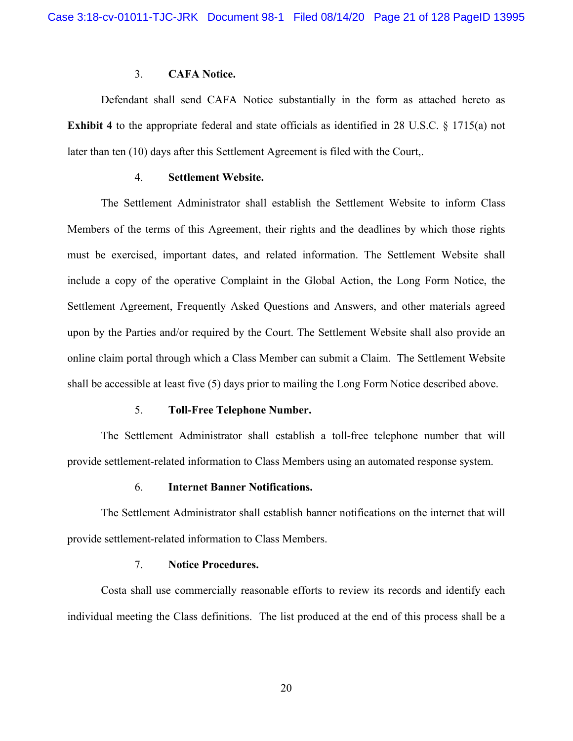### 3. **CAFA Notice.**

Defendant shall send CAFA Notice substantially in the form as attached hereto as **Exhibit 4** to the appropriate federal and state officials as identified in 28 U.S.C. § 1715(a) not later than ten (10) days after this Settlement Agreement is filed with the Court,.

### 4. **Settlement Website.**

The Settlement Administrator shall establish the Settlement Website to inform Class Members of the terms of this Agreement, their rights and the deadlines by which those rights must be exercised, important dates, and related information. The Settlement Website shall include a copy of the operative Complaint in the Global Action, the Long Form Notice, the Settlement Agreement, Frequently Asked Questions and Answers, and other materials agreed upon by the Parties and/or required by the Court. The Settlement Website shall also provide an online claim portal through which a Class Member can submit a Claim. The Settlement Website shall be accessible at least five (5) days prior to mailing the Long Form Notice described above.

### 5. **Toll-Free Telephone Number.**

The Settlement Administrator shall establish a toll-free telephone number that will provide settlement-related information to Class Members using an automated response system.

### 6. **Internet Banner Notifications.**

The Settlement Administrator shall establish banner notifications on the internet that will provide settlement-related information to Class Members.

### 7. **Notice Procedures.**

Costa shall use commercially reasonable efforts to review its records and identify each individual meeting the Class definitions. The list produced at the end of this process shall be a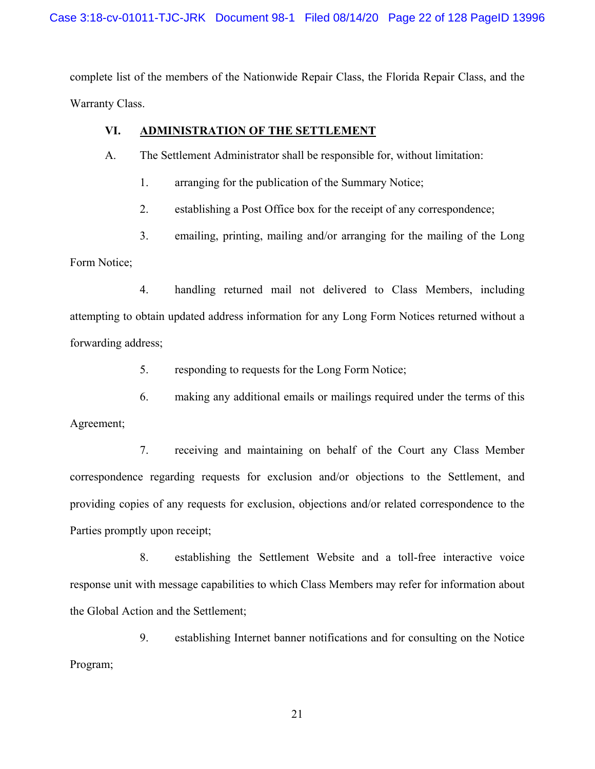complete list of the members of the Nationwide Repair Class, the Florida Repair Class, and the Warranty Class.

## VI. ADMINISTRATION OF THE SETTLEMENT

A. The Settlement Administrator shall be responsible for, without limitation:

1. arranging for the publication of the Summary Notice;

2. establishing a Post Office box for the receipt of any correspondence;

3. emailing, printing, mailing and/or arranging for the mailing of the Long Form Notice;

4. handling returned mail not delivered to Class Members, including attempting to obtain updated address information for any Long Form Notices returned without a forwarding address;

5. responding to requests for the Long Form Notice;

6. making any additional emails or mailings required under the terms of this Agreement;

7. receiving and maintaining on behalf of the Court any Class Member correspondence regarding requests for exclusion and/or objections to the Settlement, and providing copies of any requests for exclusion, objections and/or related correspondence to the Parties promptly upon receipt;

8. establishing the Settlement Website and a toll-free interactive voice response unit with message capabilities to which Class Members may refer for information about the Global Action and the Settlement;

9. establishing Internet banner notifications and for consulting on the Notice Program;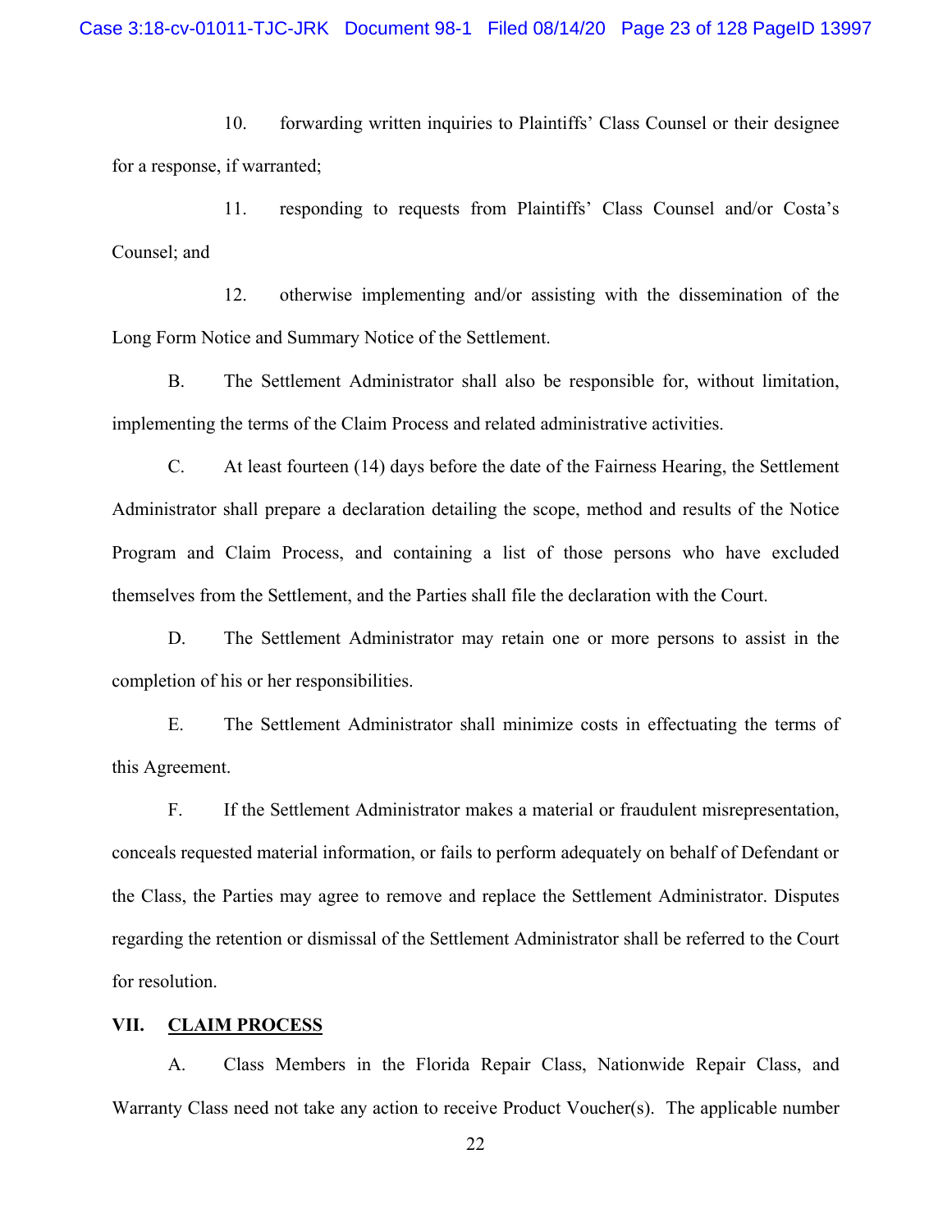10. forwarding written inquiries to Plaintiffs' Class Counsel or their designee for a response, if warranted;

11. responding to requests from Plaintiffs' Class Counsel and/or Costa's Counsel; and

12. otherwise implementing and/or assisting with the dissemination of the Long Form Notice and Summary Notice of the Settlement.

B. The Settlement Administrator shall also be responsible for, without limitation, implementing the terms of the Claim Process and related administrative activities.

C. At least fourteen (14) days before the date of the Fairness Hearing, the Settlement Administrator shall prepare a declaration detailing the scope, method and results of the Notice Program and Claim Process, and containing a list of those persons who have excluded themselves from the Settlement, and the Parties shall file the declaration with the Court.

D. The Settlement Administrator may retain one or more persons to assist in the completion of his or her responsibilities.

E. The Settlement Administrator shall minimize costs in effectuating the terms of this Agreement.

F. If the Settlement Administrator makes a material or fraudulent misrepresentation, conceals requested material information, or fails to perform adequately on behalf of Defendant or the Class, the Parties may agree to remove and replace the Settlement Administrator. Disputes regarding the retention or dismissal of the Settlement Administrator shall be referred to the Court for resolution.

## VII. <u>CLAIM PROCESS</u>

A. Class Members in the Florida Repair Class, Nationwide Repair Class, and Warranty Class need not take any action to receive Product Voucher(s). The applicable number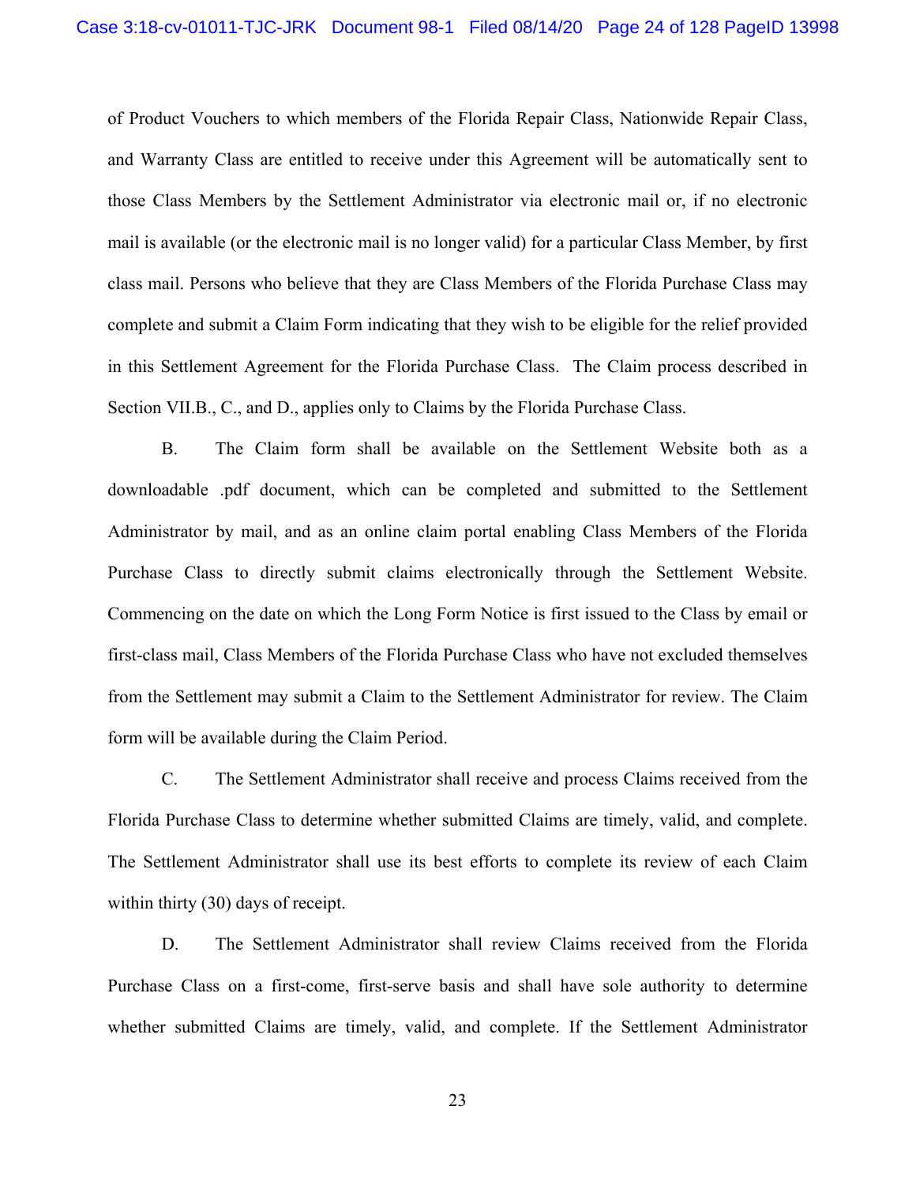of Product Vouchers to which members of the Florida Repair Class, Nationwide Repair Class, and Warranty Class are entitled to receive under this Agreement will be automatically sent to those Class Members by the Settlement Administrator via electronic mail or, if no electronic mail is available (or the electronic mail is no longer valid) for a particular Class Member, by first class mail. Persons who believe that they are Class Members of the Florida Purchase Class may complete and submit a Claim Form indicating that they wish to be eligible for the relief provided in this Settlement Agreement for the Florida Purchase Class. The Claim process described in Section VII.B., C., and D., applies only to Claims by the Florida Purchase Class.

B. The Claim form shall be available on the Settlement Website both as a downloadable .pdf document, which can be completed and submitted to the Settlement Administrator by mail, and as an online claim portal enabling Class Members of the Florida Purchase Class to directly submit claims electronically through the Settlement Website. Commencing on the date on which the Long Form Notice is first issued to the Class by email or first-class mail, Class Members of the Florida Purchase Class who have not excluded themselves from the Settlement may submit a Claim to the Settlement Administrator for review. The Claim form will be available during the Claim Period.

C. The Settlement Administrator shall receive and process Claims received from the Florida Purchase Class to determine whether submitted Claims are timely, valid, and complete. The Settlement Administrator shall use its best efforts to complete its review of each Claim within thirty (30) days of receipt.

D. The Settlement Administrator shall review Claims received from the Florida Purchase Class on a first-come, first-serve basis and shall have sole authority to determine whether submitted Claims are timely, valid, and complete. If the Settlement Administrator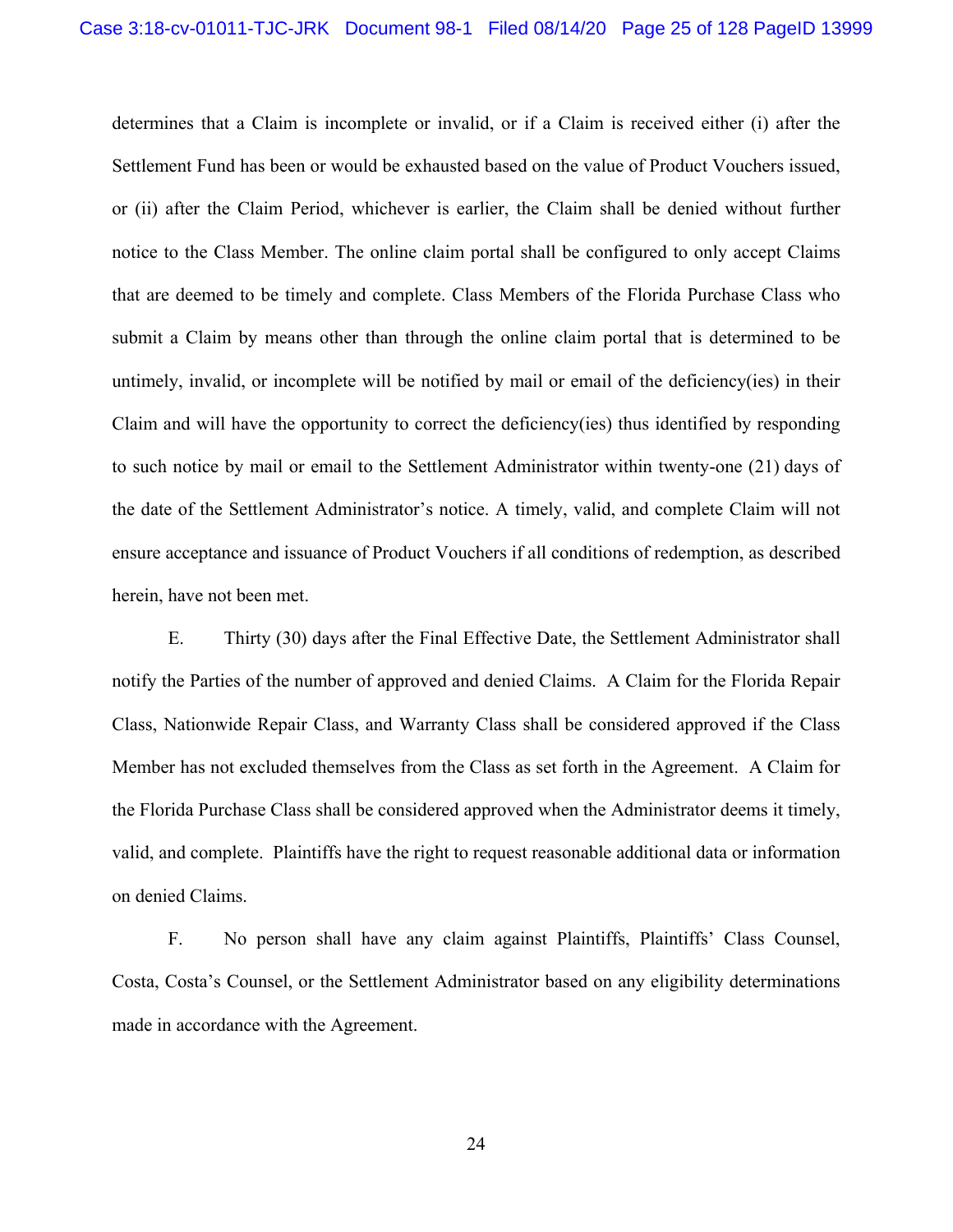determines that a Claim is incomplete or invalid, or if a Claim is received either (i) after the Settlement Fund has been or would be exhausted based on the value of Product Vouchers issued, or (ii) after the Claim Period, whichever is earlier, the Claim shall be denied without further notice to the Class Member. The online claim portal shall be configured to only accept Claims that are deemed to be timely and complete. Class Members of the Florida Purchase Class who submit a Claim by means other than through the online claim portal that is determined to be untimely, invalid, or incomplete will be notified by mail or email of the deficiency(ies) in their Claim and will have the opportunity to correct the deficiency(ies) thus identified by responding to such notice by mail or email to the Settlement Administrator within twenty-one (21) days of the date of the Settlement Administrator's notice. A timely, valid, and complete Claim will not ensure acceptance and issuance of Product Vouchers if all conditions of redemption, as described herein, have not been met.

E. Thirty (30) days after the Final Effective Date, the Settlement Administrator shall notify the Parties of the number of approved and denied Claims. A Claim for the Florida Repair Class, Nationwide Repair Class, and Warranty Class shall be considered approved if the Class Member has not excluded themselves from the Class as set forth in the Agreement. A Claim for the Florida Purchase Class shall be considered approved when the Administrator deems it timely, valid, and complete. Plaintiffs have the right to request reasonable additional data or information on denied Claims.

F. No person shall have any claim against Plaintiffs, Plaintiffs' Class Counsel, Costa, Costa's Counsel, or the Settlement Administrator based on any eligibility determinations made in accordance with the Agreement.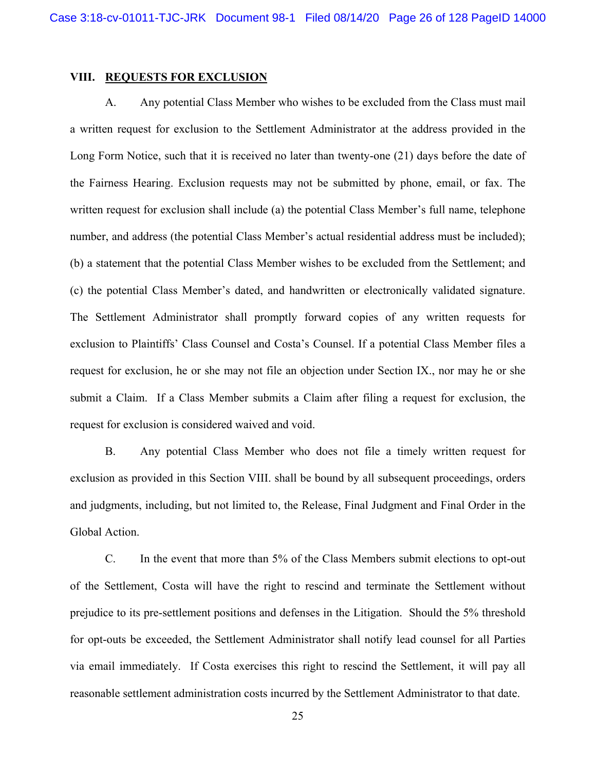## VIII. REQUESTS FOR EXCLUSION

A. Any potential Class Member who wishes to be excluded from the Class must mail a written request for exclusion to the Settlement Administrator at the address provided in the Long Form Notice, such that it is received no later than twenty-one (21) days before the date of the Fairness Hearing. Exclusion requests may not be submitted by phone, email, or fax. The written request for exclusion shall include (a) the potential Class Member's full name, telephone number, and address (the potential Class Member's actual residential address must be included); (b) a statement that the potential Class Member wishes to be excluded from the Settlement; and (c) the potential Class Member's dated, and handwritten or electronically validated signature. The Settlement Administrator shall promptly forward copies of any written requests for exclusion to Plaintiffs' Class Counsel and Costa's Counsel. If a potential Class Member files a request for exclusion, he or she may not file an objection under Section IX., nor may he or she submit a Claim. If a Class Member submits a Claim after filing a request for exclusion, the request for exclusion is considered waived and void.

B. Any potential Class Member who does not file a timely written request for exclusion as provided in this Section VIII. shall be bound by all subsequent proceedings, orders and judgments, including, but not limited to, the Release, Final Judgment and Final Order in the Global Action.

C. In the event that more than 5% of the Class Members submit elections to opt-out of the Settlement, Costa will have the right to rescind and terminate the Settlement without prejudice to its pre-settlement positions and defenses in the Litigation. Should the 5% threshold for opt-outs be exceeded, the Settlement Administrator shall notify lead counsel for all Parties via email immediately. If Costa exercises this right to rescind the Settlement, it will pay all reasonable settlement administration costs incurred by the Settlement Administrator to that date.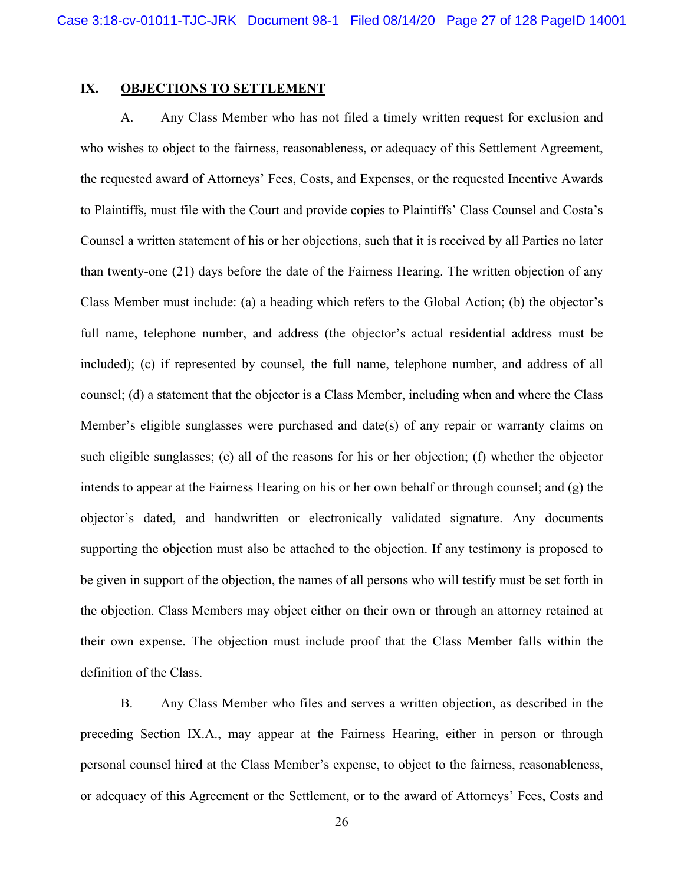## IX. OBJECTIONS TO SETTLEMENT

A. Any Class Member who has not filed a timely written request for exclusion and who wishes to object to the fairness, reasonableness, or adequacy of this Settlement Agreement, the requested award of Attorneys' Fees, Costs, and Expenses, or the requested Incentive Awards to Plaintiffs, must file with the Court and provide copies to Plaintiffs' Class Counsel and Costa's Counsel a written statement of his or her objections, such that it is received by all Parties no later than twenty-one (21) days before the date of the Fairness Hearing. The written objection of any Class Member must include: (a) a heading which refers to the Global Action; (b) the objector's full name, telephone number, and address (the objector's actual residential address must be included); (c) if represented by counsel, the full name, telephone number, and address of all counsel; (d) a statement that the objector is a Class Member, including when and where the Class Member's eligible sunglasses were purchased and date(s) of any repair or warranty claims on such eligible sunglasses; (e) all of the reasons for his or her objection; (f) whether the objector intends to appear at the Fairness Hearing on his or her own behalf or through counsel; and (g) the objector's dated, and handwritten or electronically validated signature. Any documents supporting the objection must also be attached to the objection. If any testimony is proposed to be given in support of the objection, the names of all persons who will testify must be set forth in the objection. Class Members may object either on their own or through an attorney retained at their own expense. The objection must include proof that the Class Member falls within the definition of the Class.

B. Any Class Member who files and serves a written objection, as described in the preceding Section IX.A., may appear at the Fairness Hearing, either in person or through personal counsel hired at the Class Member's expense, to object to the fairness, reasonableness, or adequacy of this Agreement or the Settlement, or to the award of Attorneys' Fees, Costs and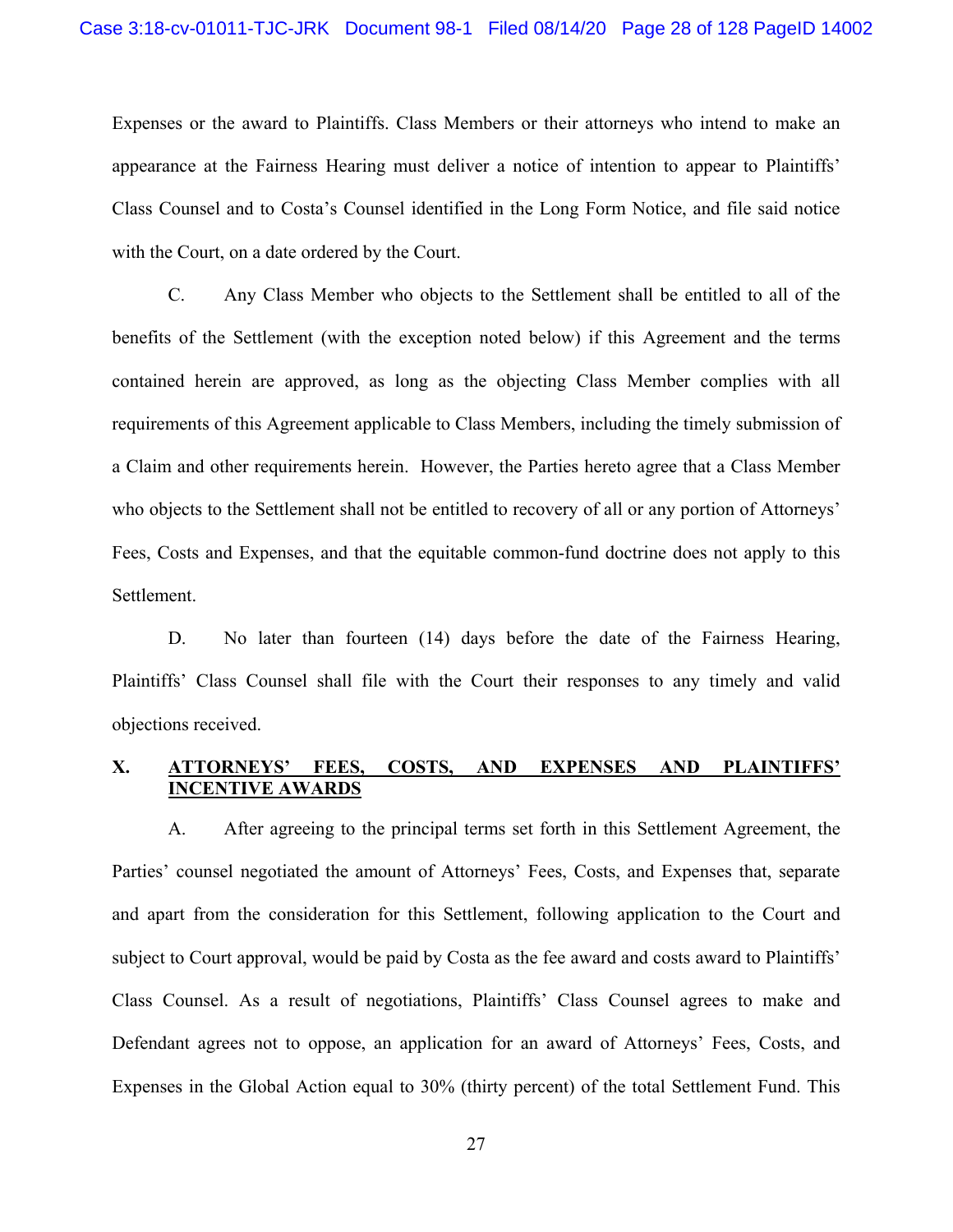Expenses or the award to Plaintiffs. Class Members or their attorneys who intend to make an appearance at the Fairness Hearing must deliver a notice of intention to appear to Plaintiffs' Class Counsel and to Costa's Counsel identified in the Long Form Notice, and file said notice with the Court, on a date ordered by the Court.

C. Any Class Member who objects to the Settlement shall be entitled to all of the benefits of the Settlement (with the exception noted below) if this Agreement and the terms contained herein are approved, as long as the objecting Class Member complies with all requirements of this Agreement applicable to Class Members, including the timely submission of a Claim and other requirements herein. However, the Parties hereto agree that a Class Member who objects to the Settlement shall not be entitled to recovery of all or any portion of Attorneys' Fees, Costs and Expenses, and that the equitable common-fund doctrine does not apply to this Settlement.

D. No later than fourteen (14) days before the date of the Fairness Hearing, Plaintiffs' Class Counsel shall file with the Court their responses to any timely and valid objections received.

## X. ATTORNEYS' FEES, COSTS, AND EXPENSES AND PLAINTIFFS' INCENTIVE AWARDS

A. After agreeing to the principal terms set forth in this Settlement Agreement, the Parties' counsel negotiated the amount of Attorneys' Fees, Costs, and Expenses that, separate and apart from the consideration for this Settlement, following application to the Court and subject to Court approval, would be paid by Costa as the fee award and costs award to Plaintiffs' Class Counsel. As a result of negotiations, Plaintiffs' Class Counsel agrees to make and Defendant agrees not to oppose, an application for an award of Attorneys' Fees, Costs, and Expenses in the Global Action equal to 30% (thirty percent) of the total Settlement Fund. This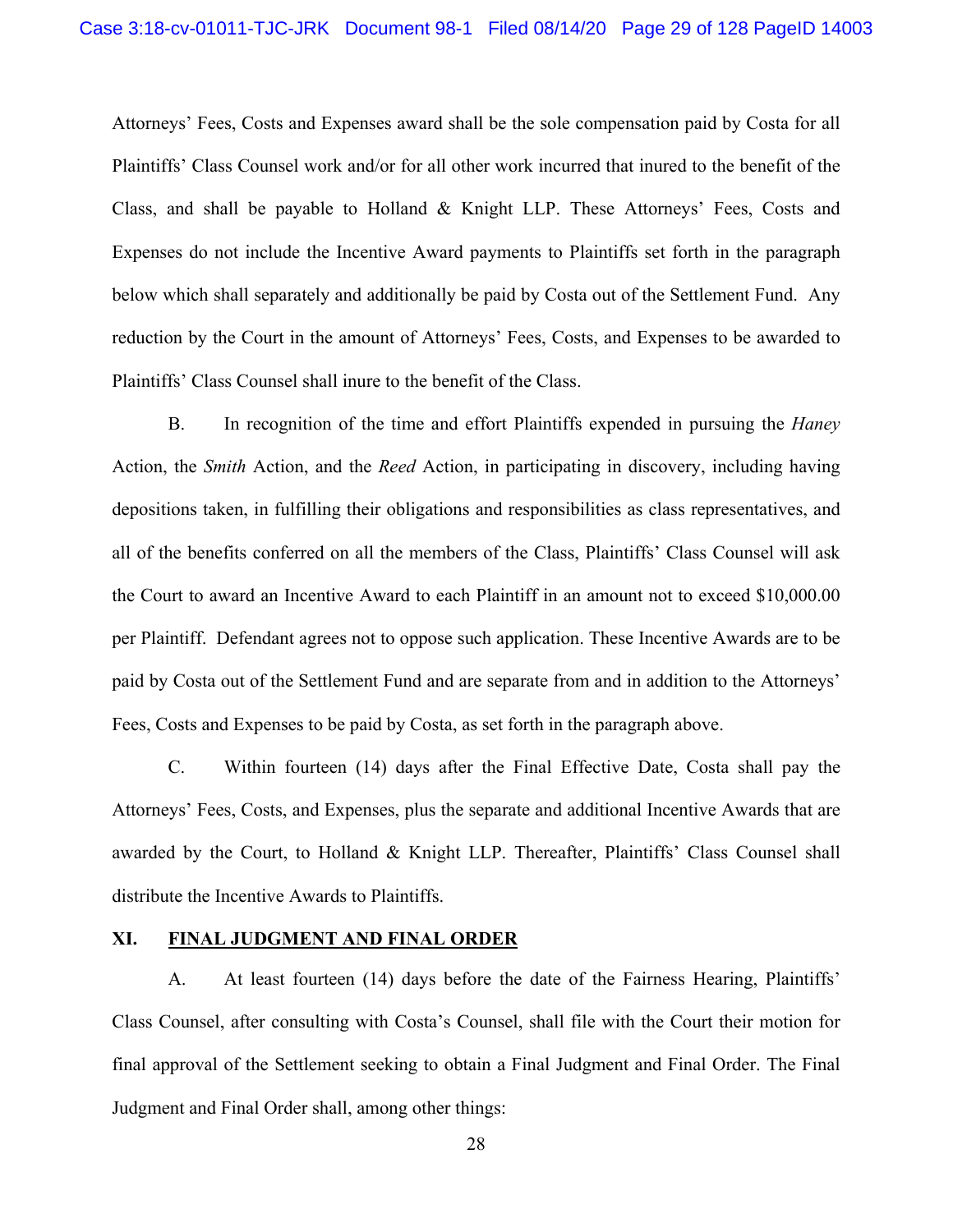Attorneys' Fees, Costs and Expenses award shall be the sole compensation paid by Costa for all Plaintiffs' Class Counsel work and/or for all other work incurred that inured to the benefit of the Class, and shall be payable to Holland & Knight LLP. These Attorneys' Fees, Costs and Expenses do not include the Incentive Award payments to Plaintiffs set forth in the paragraph below which shall separately and additionally be paid by Costa out of the Settlement Fund. Any reduction by the Court in the amount of Attorneys' Fees, Costs, and Expenses to be awarded to Plaintiffs' Class Counsel shall inure to the benefit of the Class.

B. In recognition of the time and effort Plaintiffs expended in pursuing the *Haney* Action, the *Smith* Action, and the *Reed* Action, in participating in discovery, including having depositions taken, in fulfilling their obligations and responsibilities as class representatives, and all of the benefits conferred on all the members of the Class, Plaintiffs' Class Counsel will ask the Court to award an Incentive Award to each Plaintiff in an amount not to exceed $10,000.00 per Plaintiff. Defendant agrees not to oppose such application. These Incentive Awards are to be paid by Costa out of the Settlement Fund and are separate from and in addition to the Attorneys' Fees, Costs and Expenses to be paid by Costa, as set forth in the paragraph above.

C. Within fourteen (14) days after the Final Effective Date, Costa shall pay the Attorneys' Fees, Costs, and Expenses, plus the separate and additional Incentive Awards that are awarded by the Court, to Holland & Knight LLP. Thereafter, Plaintiffs' Class Counsel shall distribute the Incentive Awards to Plaintiffs.

## XI. FINAL JUDGMENT AND FINAL ORDER

A. At least fourteen (14) days before the date of the Fairness Hearing, Plaintiffs' Class Counsel, after consulting with Costa's Counsel, shall file with the Court their motion for final approval of the Settlement seeking to obtain a Final Judgment and Final Order. The Final Judgment and Final Order shall, among other things: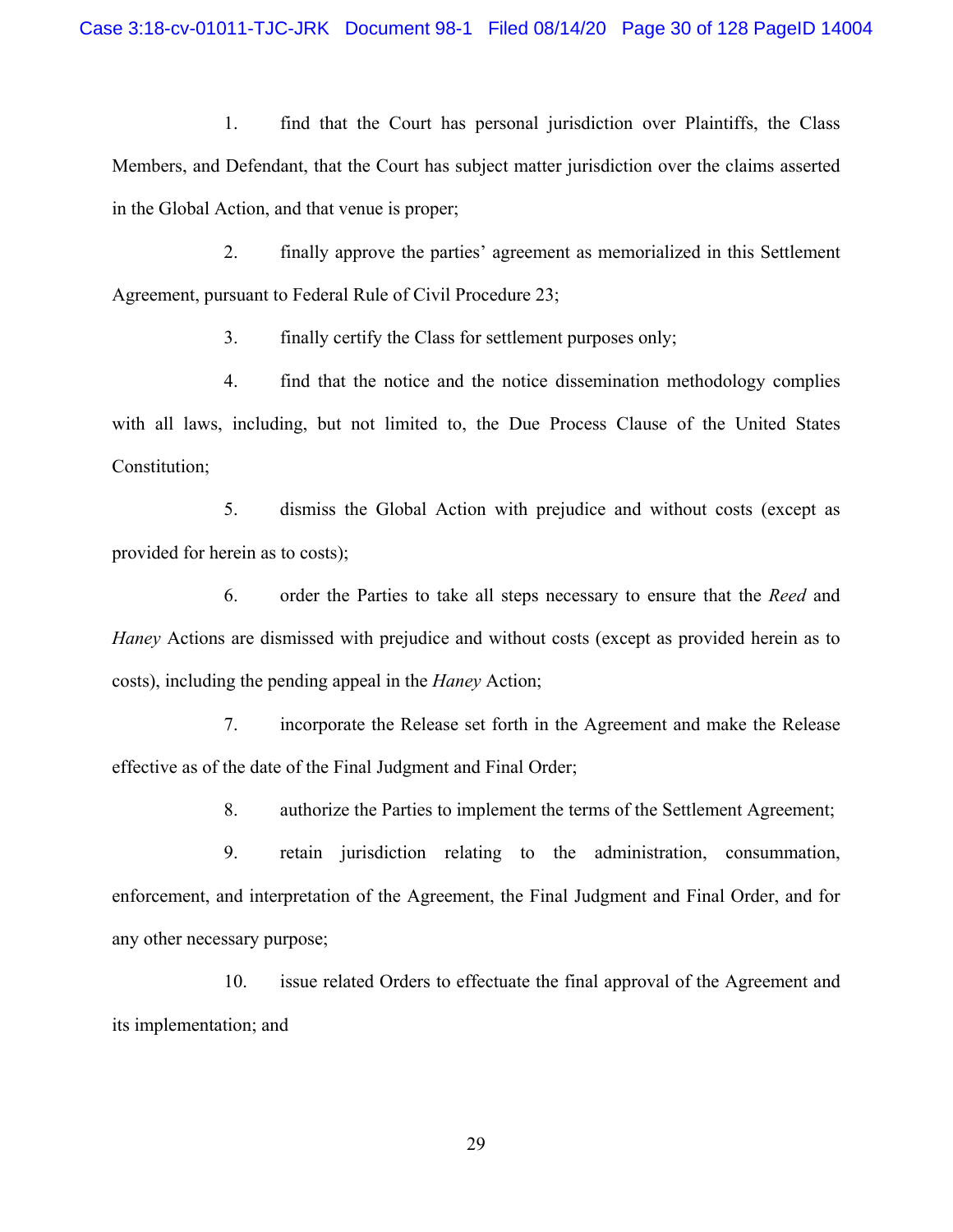1. find that the Court has personal jurisdiction over Plaintiffs, the Class Members, and Defendant, that the Court has subject matter jurisdiction over the claims asserted in the Global Action, and that venue is proper;

2. finally approve the parties' agreement as memorialized in this Settlement Agreement, pursuant to Federal Rule of Civil Procedure 23;

3. finally certify the Class for settlement purposes only;

4. find that the notice and the notice dissemination methodology complies with all laws, including, but not limited to, the Due Process Clause of the United States Constitution;

5. dismiss the Global Action with prejudice and without costs (except as provided for herein as to costs);

6. order the Parties to take all steps necessary to ensure that the *Reed* and *Haney* Actions are dismissed with prejudice and without costs (except as provided herein as to costs), including the pending appeal in the *Haney* Action;

7. incorporate the Release set forth in the Agreement and make the Release effective as of the date of the Final Judgment and Final Order;

8. authorize the Parties to implement the terms of the Settlement Agreement;

9. retain jurisdiction relating to the administration, consummation, enforcement, and interpretation of the Agreement, the Final Judgment and Final Order, and for any other necessary purpose;

10. issue related Orders to effectuate the final approval of the Agreement and its implementation; and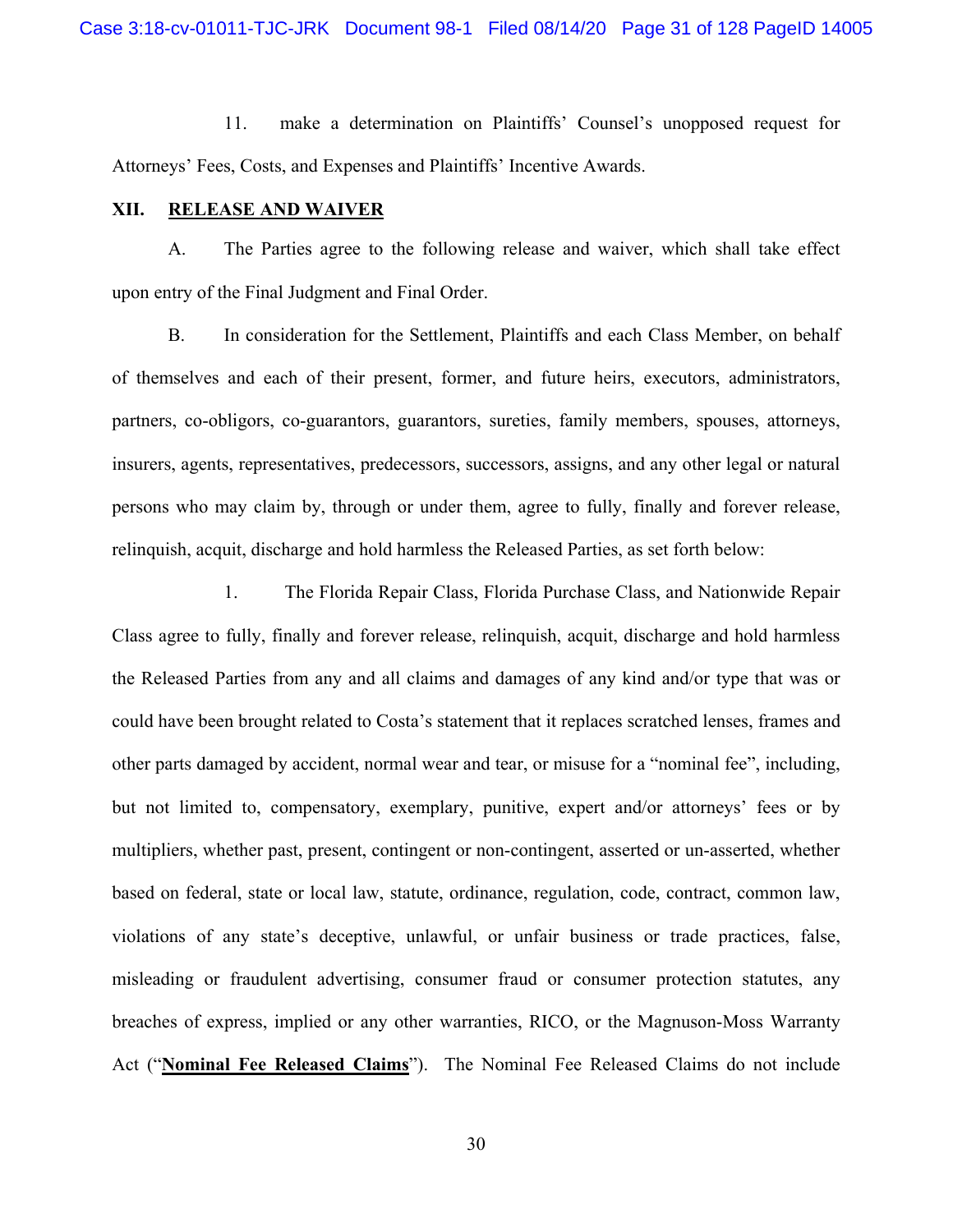11. make a determination on Plaintiffs' Counsel's unopposed request for Attorneys' Fees, Costs, and Expenses and Plaintiffs' Incentive Awards.

## XII. RELEASE AND WAIVER

A. The Parties agree to the following release and waiver, which shall take effect upon entry of the Final Judgment and Final Order.

B. In consideration for the Settlement, Plaintiffs and each Class Member, on behalf of themselves and each of their present, former, and future heirs, executors, administrators, partners, co-obligors, co-guarantors, guarantors, sureties, family members, spouses, attorneys, insurers, agents, representatives, predecessors, successors, assigns, and any other legal or natural persons who may claim by, through or under them, agree to fully, finally and forever release, relinquish, acquit, discharge and hold harmless the Released Parties, as set forth below:

1. The Florida Repair Class, Florida Purchase Class, and Nationwide Repair Class agree to fully, finally and forever release, relinquish, acquit, discharge and hold harmless the Released Parties from any and all claims and damages of any kind and/or type that was or could have been brought related to Costa's statement that it replaces scratched lenses, frames and other parts damaged by accident, normal wear and tear, or misuse for a "nominal fee", including, but not limited to, compensatory, exemplary, punitive, expert and/or attorneys' fees or by multipliers, whether past, present, contingent or non-contingent, asserted or un-asserted, whether based on federal, state or local law, statute, ordinance, regulation, code, contract, common law, violations of any state's deceptive, unlawful, or unfair business or trade practices, false, misleading or fraudulent advertising, consumer fraud or consumer protection statutes, any breaches of express, implied or any other warranties, RICO, or the Magnuson-Moss Warranty Act ("**Nominal Fee Released Claims**"). The Nominal Fee Released Claims do not include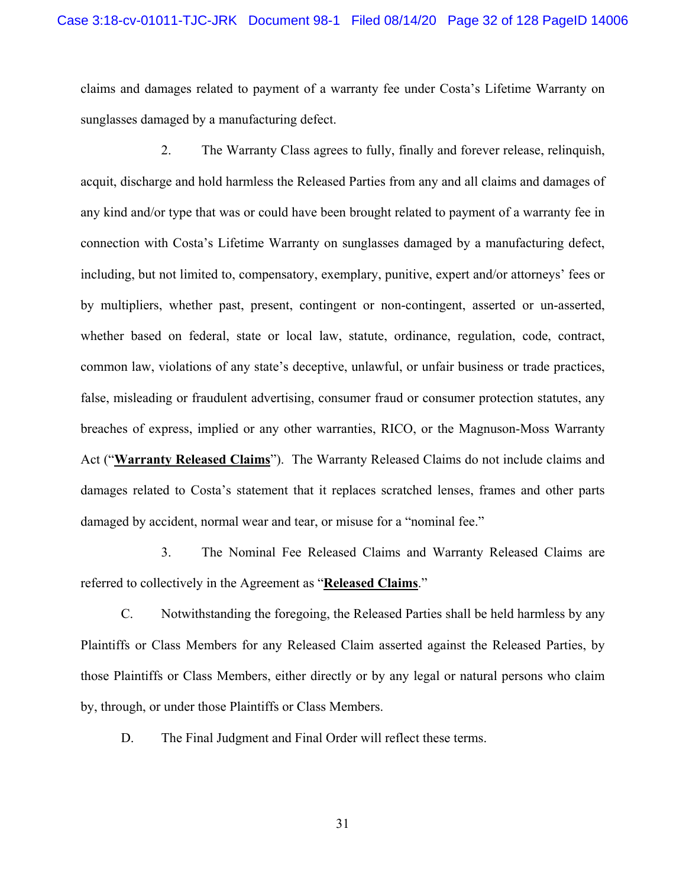claims and damages related to payment of a warranty fee under Costa's Lifetime Warranty on sunglasses damaged by a manufacturing defect.

2. The Warranty Class agrees to fully, finally and forever release, relinquish, acquit, discharge and hold harmless the Released Parties from any and all claims and damages of any kind and/or type that was or could have been brought related to payment of a warranty fee in connection with Costa's Lifetime Warranty on sunglasses damaged by a manufacturing defect, including, but not limited to, compensatory, exemplary, punitive, expert and/or attorneys' fees or by multipliers, whether past, present, contingent or non-contingent, asserted or un-asserted, whether based on federal, state or local law, statute, ordinance, regulation, code, contract, common law, violations of any state's deceptive, unlawful, or unfair business or trade practices, false, misleading or fraudulent advertising, consumer fraud or consumer protection statutes, any breaches of express, implied or any other warranties, RICO, or the Magnuson-Moss Warranty Act ("**Warranty Released Claims**"). The Warranty Released Claims do not include claims and damages related to Costa's statement that it replaces scratched lenses, frames and other parts damaged by accident, normal wear and tear, or misuse for a "nominal fee."

3. The Nominal Fee Released Claims and Warranty Released Claims are referred to collectively in the Agreement as "**Released Claims**."

C. Notwithstanding the foregoing, the Released Parties shall be held harmless by any Plaintiffs or Class Members for any Released Claim asserted against the Released Parties, by those Plaintiffs or Class Members, either directly or by any legal or natural persons who claim by, through, or under those Plaintiffs or Class Members.

D. The Final Judgment and Final Order will reflect these terms.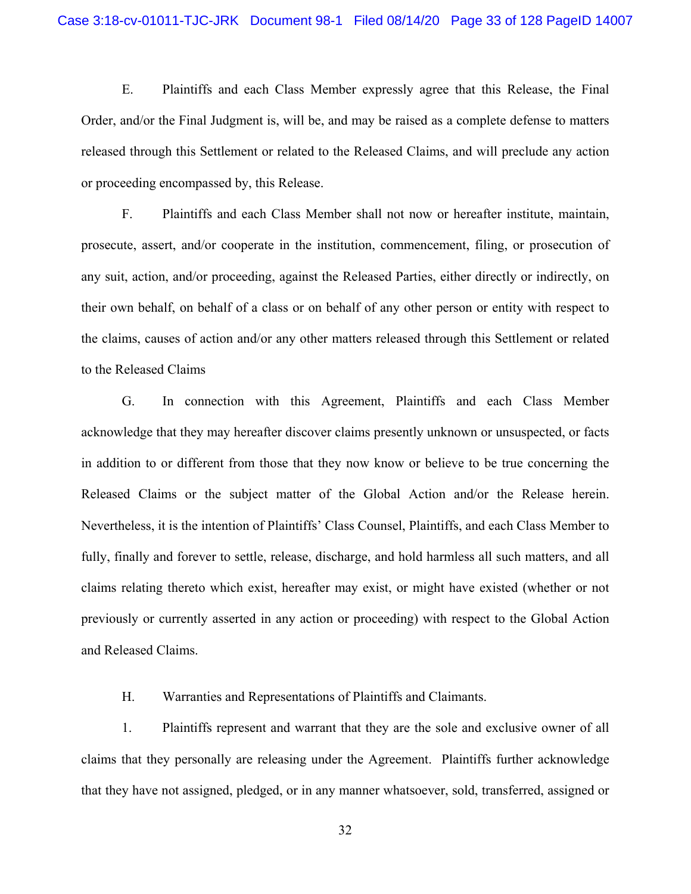E. Plaintiffs and each Class Member expressly agree that this Release, the Final Order, and/or the Final Judgment is, will be, and may be raised as a complete defense to matters released through this Settlement or related to the Released Claims, and will preclude any action or proceeding encompassed by, this Release.

F. Plaintiffs and each Class Member shall not now or hereafter institute, maintain, prosecute, assert, and/or cooperate in the institution, commencement, filing, or prosecution of any suit, action, and/or proceeding, against the Released Parties, either directly or indirectly, on their own behalf, on behalf of a class or on behalf of any other person or entity with respect to the claims, causes of action and/or any other matters released through this Settlement or related to the Released Claims

G. In connection with this Agreement, Plaintiffs and each Class Member acknowledge that they may hereafter discover claims presently unknown or unsuspected, or facts in addition to or different from those that they now know or believe to be true concerning the Released Claims or the subject matter of the Global Action and/or the Release herein. Nevertheless, it is the intention of Plaintiffs' Class Counsel, Plaintiffs, and each Class Member to fully, finally and forever to settle, release, discharge, and hold harmless all such matters, and all claims relating thereto which exist, hereafter may exist, or might have existed (whether or not previously or currently asserted in any action or proceeding) with respect to the Global Action and Released Claims.

H. Warranties and Representations of Plaintiffs and Claimants.

1. Plaintiffs represent and warrant that they are the sole and exclusive owner of all claims that they personally are releasing under the Agreement. Plaintiffs further acknowledge that they have not assigned, pledged, or in any manner whatsoever, sold, transferred, assigned or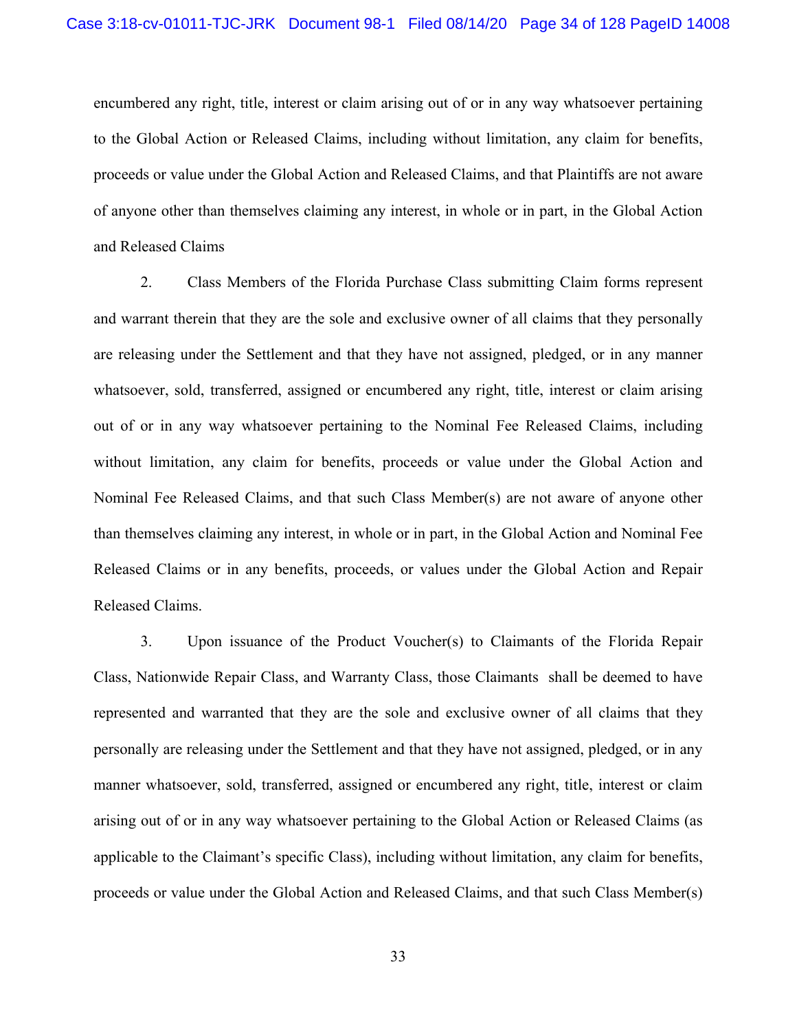encumbered any right, title, interest or claim arising out of or in any way whatsoever pertaining to the Global Action or Released Claims, including without limitation, any claim for benefits, proceeds or value under the Global Action and Released Claims, and that Plaintiffs are not aware of anyone other than themselves claiming any interest, in whole or in part, in the Global Action and Released Claims

2. Class Members of the Florida Purchase Class submitting Claim forms represent and warrant therein that they are the sole and exclusive owner of all claims that they personally are releasing under the Settlement and that they have not assigned, pledged, or in any manner whatsoever, sold, transferred, assigned or encumbered any right, title, interest or claim arising out of or in any way whatsoever pertaining to the Nominal Fee Released Claims, including without limitation, any claim for benefits, proceeds or value under the Global Action and Nominal Fee Released Claims, and that such Class Member(s) are not aware of anyone other than themselves claiming any interest, in whole or in part, in the Global Action and Nominal Fee Released Claims or in any benefits, proceeds, or values under the Global Action and Repair Released Claims.

3. Upon issuance of the Product Voucher(s) to Claimants of the Florida Repair Class, Nationwide Repair Class, and Warranty Class, those Claimants shall be deemed to have represented and warranted that they are the sole and exclusive owner of all claims that they personally are releasing under the Settlement and that they have not assigned, pledged, or in any manner whatsoever, sold, transferred, assigned or encumbered any right, title, interest or claim arising out of or in any way whatsoever pertaining to the Global Action or Released Claims (as applicable to the Claimant's specific Class), including without limitation, any claim for benefits, proceeds or value under the Global Action and Released Claims, and that such Class Member(s)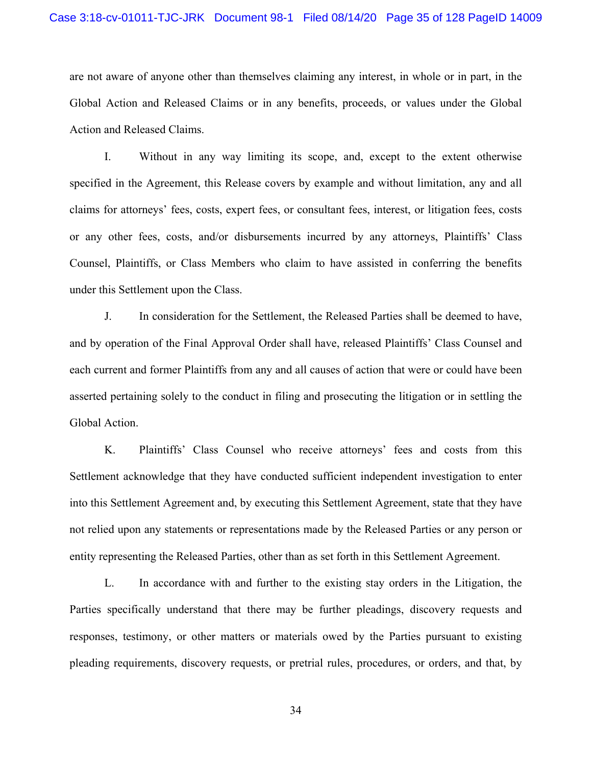are not aware of anyone other than themselves claiming any interest, in whole or in part, in the Global Action and Released Claims or in any benefits, proceeds, or values under the Global Action and Released Claims.

I. Without in any way limiting its scope, and, except to the extent otherwise specified in the Agreement, this Release covers by example and without limitation, any and all claims for attorneys' fees, costs, expert fees, or consultant fees, interest, or litigation fees, costs or any other fees, costs, and/or disbursements incurred by any attorneys, Plaintiffs' Class Counsel, Plaintiffs, or Class Members who claim to have assisted in conferring the benefits under this Settlement upon the Class.

J. In consideration for the Settlement, the Released Parties shall be deemed to have, and by operation of the Final Approval Order shall have, released Plaintiffs' Class Counsel and each current and former Plaintiffs from any and all causes of action that were or could have been asserted pertaining solely to the conduct in filing and prosecuting the litigation or in settling the Global Action.

K. Plaintiffs' Class Counsel who receive attorneys' fees and costs from this Settlement acknowledge that they have conducted sufficient independent investigation to enter into this Settlement Agreement and, by executing this Settlement Agreement, state that they have not relied upon any statements or representations made by the Released Parties or any person or entity representing the Released Parties, other than as set forth in this Settlement Agreement.

L. In accordance with and further to the existing stay orders in the Litigation, the Parties specifically understand that there may be further pleadings, discovery requests and responses, testimony, or other matters or materials owed by the Parties pursuant to existing pleading requirements, discovery requests, or pretrial rules, procedures, or orders, and that, by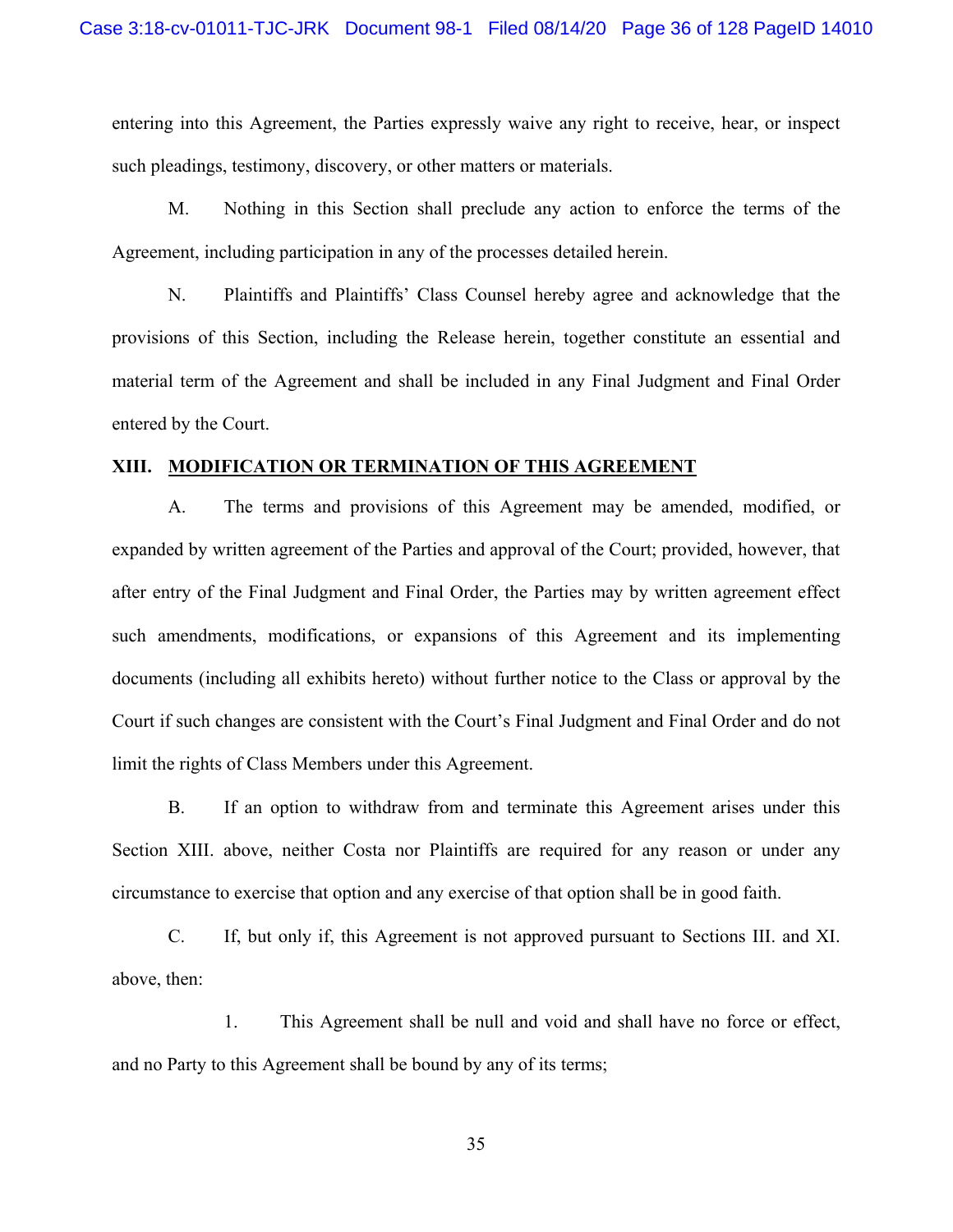entering into this Agreement, the Parties expressly waive any right to receive, hear, or inspect such pleadings, testimony, discovery, or other matters or materials.

M. Nothing in this Section shall preclude any action to enforce the terms of the Agreement, including participation in any of the processes detailed herein.

N. Plaintiffs and Plaintiffs' Class Counsel hereby agree and acknowledge that the provisions of this Section, including the Release herein, together constitute an essential and material term of the Agreement and shall be included in any Final Judgment and Final Order entered by the Court.

## XIII. MODIFICATION OR TERMINATION OF THIS AGREEMENT

A. The terms and provisions of this Agreement may be amended, modified, or expanded by written agreement of the Parties and approval of the Court; provided, however, that after entry of the Final Judgment and Final Order, the Parties may by written agreement effect such amendments, modifications, or expansions of this Agreement and its implementing documents (including all exhibits hereto) without further notice to the Class or approval by the Court if such changes are consistent with the Court's Final Judgment and Final Order and do not limit the rights of Class Members under this Agreement.

B. If an option to withdraw from and terminate this Agreement arises under this Section XIII. above, neither Costa nor Plaintiffs are required for any reason or under any circumstance to exercise that option and any exercise of that option shall be in good faith.

C. If, but only if, this Agreement is not approved pursuant to Sections III. and XI. above, then:

1. This Agreement shall be null and void and shall have no force or effect, and no Party to this Agreement shall be bound by any of its terms;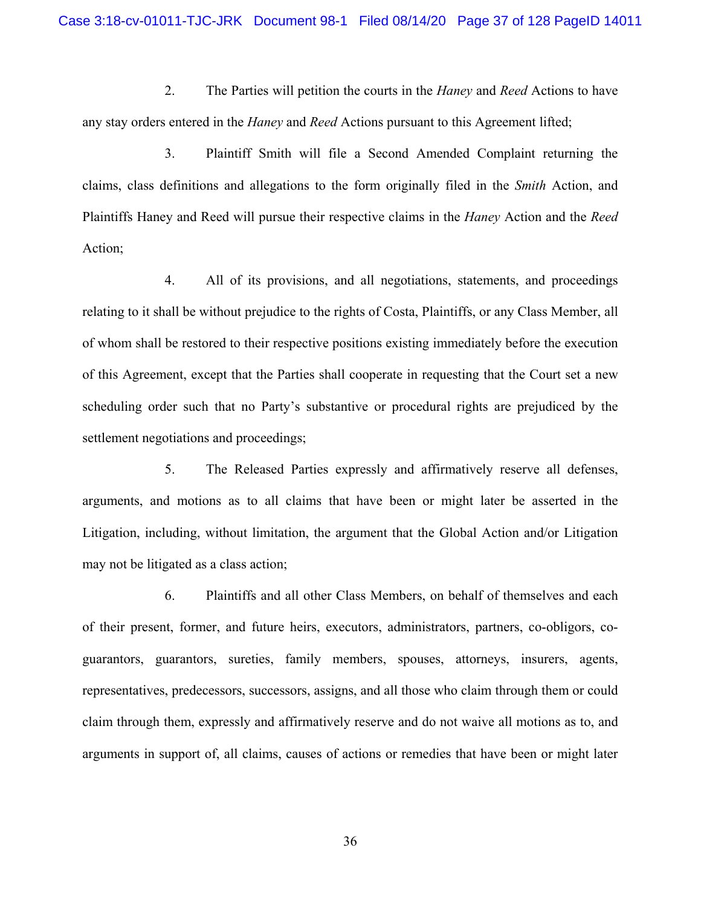2. The Parties will petition the courts in the *Haney* and *Reed* Actions to have any stay orders entered in the *Haney* and *Reed* Actions pursuant to this Agreement lifted;

3. Plaintiff Smith will file a Second Amended Complaint returning the claims, class definitions and allegations to the form originally filed in the *Smith* Action, and Plaintiffs Haney and Reed will pursue their respective claims in the *Haney* Action and the *Reed* Action;

4. All of its provisions, and all negotiations, statements, and proceedings relating to it shall be without prejudice to the rights of Costa, Plaintiffs, or any Class Member, all of whom shall be restored to their respective positions existing immediately before the execution of this Agreement, except that the Parties shall cooperate in requesting that the Court set a new scheduling order such that no Party's substantive or procedural rights are prejudiced by the settlement negotiations and proceedings;

5. The Released Parties expressly and affirmatively reserve all defenses, arguments, and motions as to all claims that have been or might later be asserted in the Litigation, including, without limitation, the argument that the Global Action and/or Litigation may not be litigated as a class action;

6. Plaintiffs and all other Class Members, on behalf of themselves and each of their present, former, and future heirs, executors, administrators, partners, co-obligors, co-guarantors, guarantors, sureties, family members, spouses, attorneys, insurers, agents, representatives, predecessors, successors, assigns, and all those who claim through them or could claim through them, expressly and affirmatively reserve and do not waive all motions as to, and arguments in support of, all claims, causes of actions or remedies that have been or might later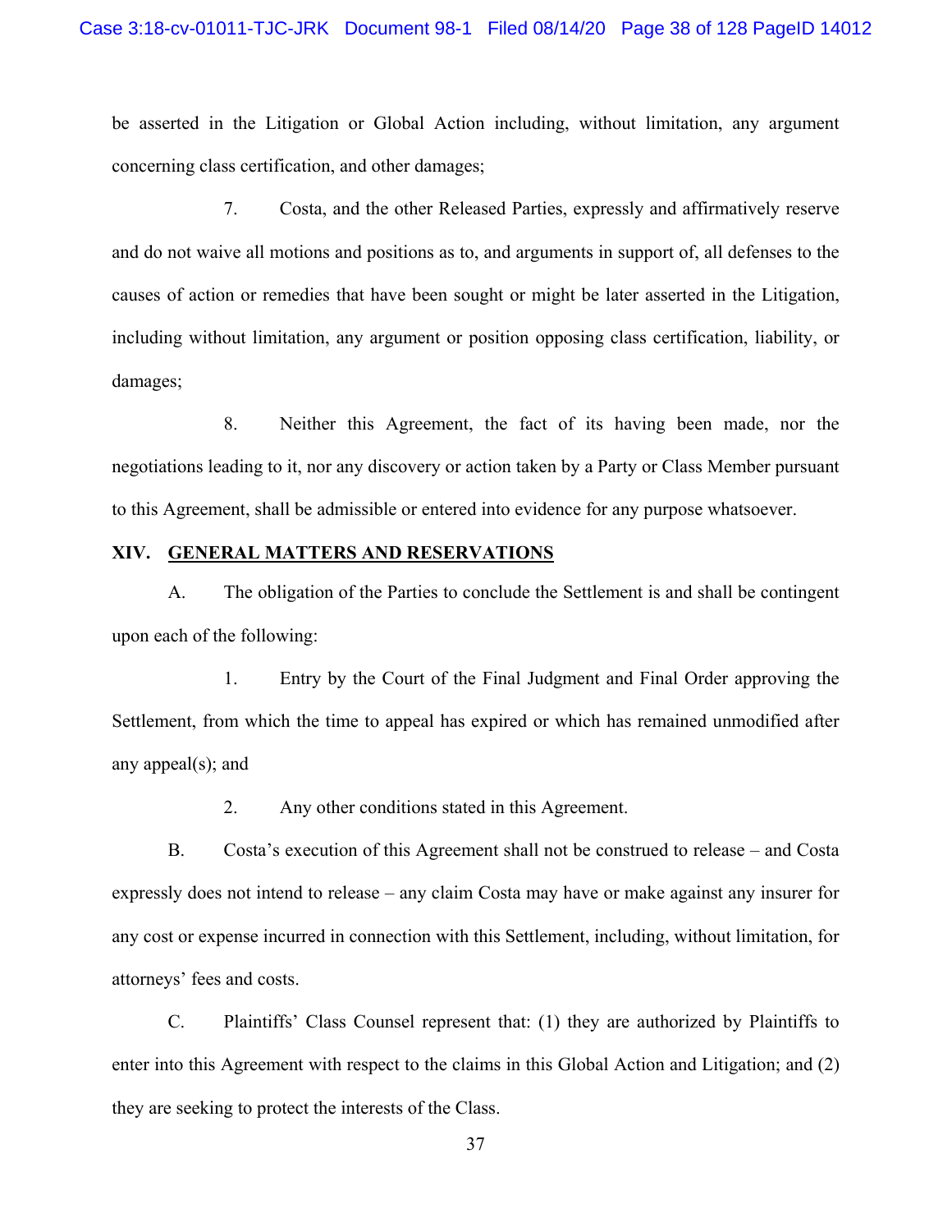be asserted in the Litigation or Global Action including, without limitation, any argument concerning class certification, and other damages;

7. Costa, and the other Released Parties, expressly and affirmatively reserve and do not waive all motions and positions as to, and arguments in support of, all defenses to the causes of action or remedies that have been sought or might be later asserted in the Litigation, including without limitation, any argument or position opposing class certification, liability, or damages;

8. Neither this Agreement, the fact of its having been made, nor the negotiations leading to it, nor any discovery or action taken by a Party or Class Member pursuant to this Agreement, shall be admissible or entered into evidence for any purpose whatsoever.

## XIV. GENERAL MATTERS AND RESERVATIONS

A. The obligation of the Parties to conclude the Settlement is and shall be contingent upon each of the following:

1. Entry by the Court of the Final Judgment and Final Order approving the Settlement, from which the time to appeal has expired or which has remained unmodified after any appeal(s); and

2. Any other conditions stated in this Agreement.

B. Costa's execution of this Agreement shall not be construed to release – and Costa expressly does not intend to release – any claim Costa may have or make against any insurer for any cost or expense incurred in connection with this Settlement, including, without limitation, for attorneys' fees and costs.

C. Plaintiffs' Class Counsel represent that: (1) they are authorized by Plaintiffs to enter into this Agreement with respect to the claims in this Global Action and Litigation; and (2) they are seeking to protect the interests of the Class.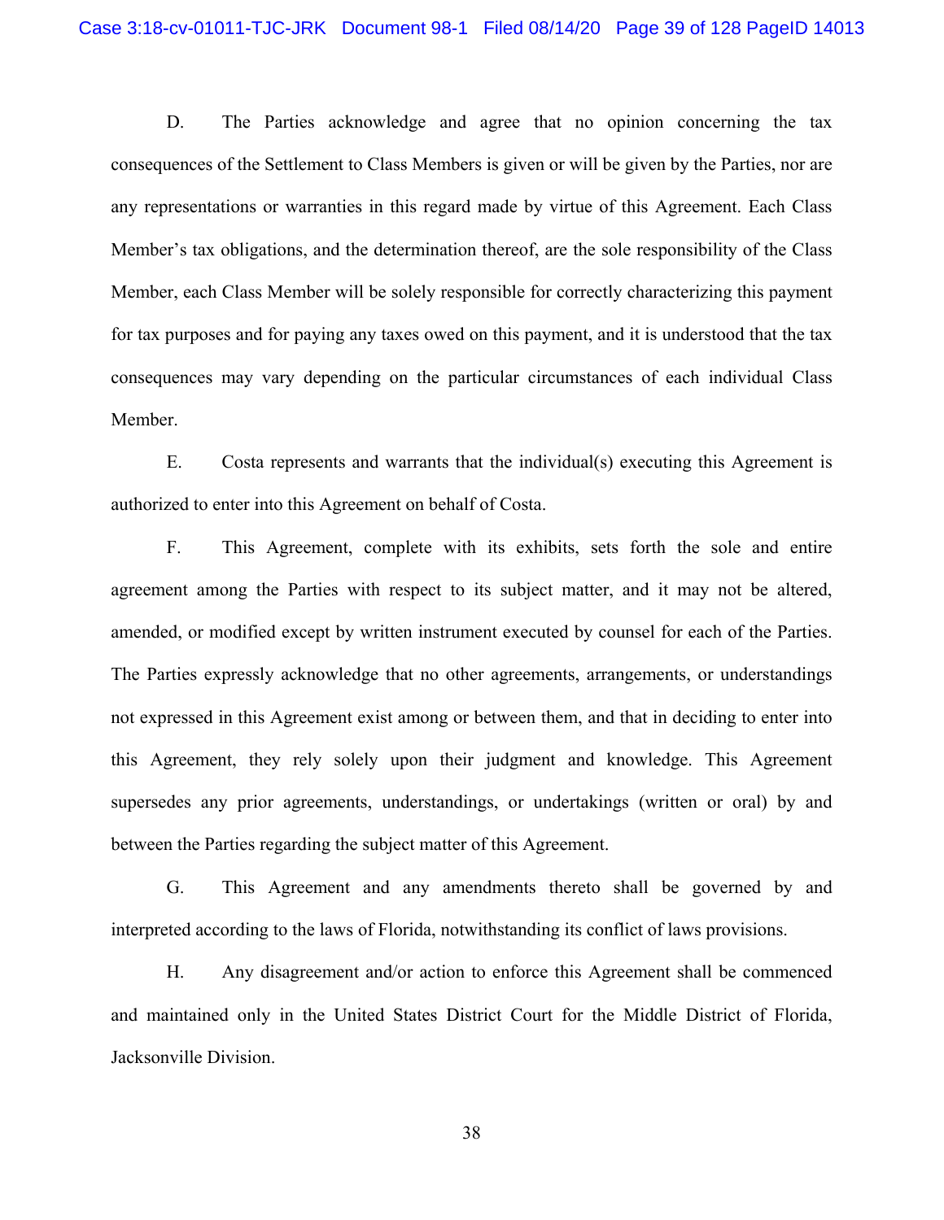D. The Parties acknowledge and agree that no opinion concerning the tax consequences of the Settlement to Class Members is given or will be given by the Parties, nor are any representations or warranties in this regard made by virtue of this Agreement. Each Class Member's tax obligations, and the determination thereof, are the sole responsibility of the Class Member, each Class Member will be solely responsible for correctly characterizing this payment for tax purposes and for paying any taxes owed on this payment, and it is understood that the tax consequences may vary depending on the particular circumstances of each individual Class Member.

E. Costa represents and warrants that the individual(s) executing this Agreement is authorized to enter into this Agreement on behalf of Costa.

F. This Agreement, complete with its exhibits, sets forth the sole and entire agreement among the Parties with respect to its subject matter, and it may not be altered, amended, or modified except by written instrument executed by counsel for each of the Parties. The Parties expressly acknowledge that no other agreements, arrangements, or understandings not expressed in this Agreement exist among or between them, and that in deciding to enter into this Agreement, they rely solely upon their judgment and knowledge. This Agreement supersedes any prior agreements, understandings, or undertakings (written or oral) by and between the Parties regarding the subject matter of this Agreement.

G. This Agreement and any amendments thereto shall be governed by and interpreted according to the laws of Florida, notwithstanding its conflict of laws provisions.

H. Any disagreement and/or action to enforce this Agreement shall be commenced and maintained only in the United States District Court for the Middle District of Florida, Jacksonville Division.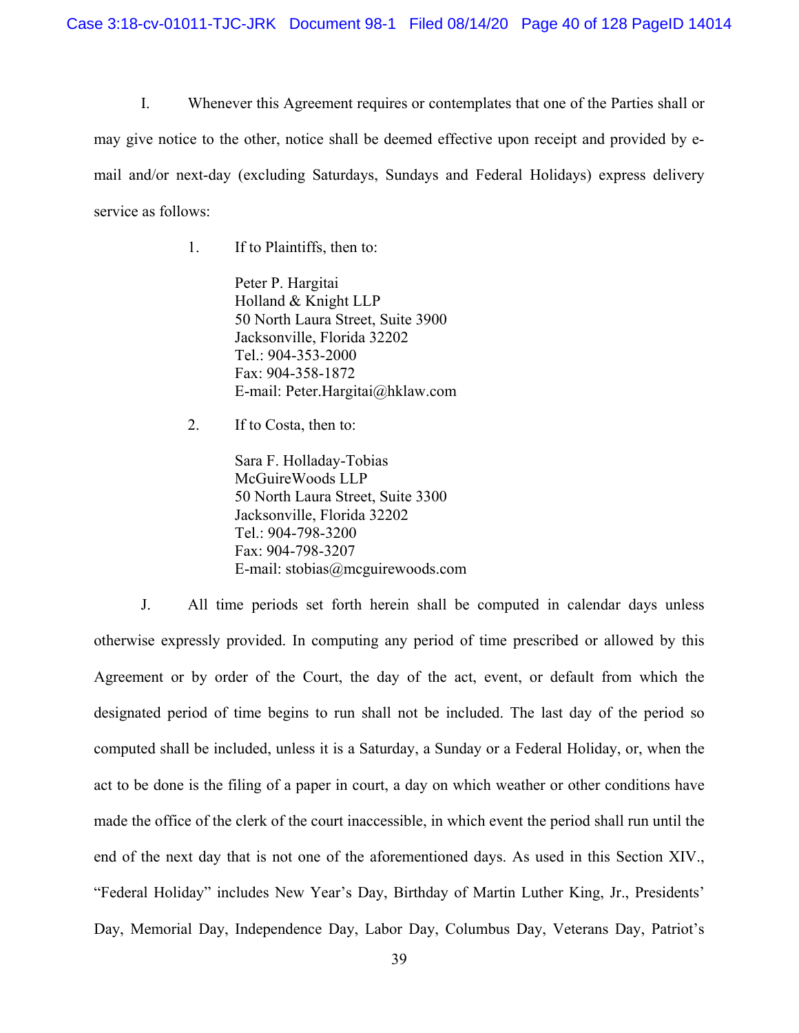I. Whenever this Agreement requires or contemplates that one of the Parties shall or may give notice to the other, notice shall be deemed effective upon receipt and provided by e-mail and/or next-day (excluding Saturdays, Sundays and Federal Holidays) express delivery service as follows:

1. If to Plaintiffs, then to:

   Peter P. Hargitai
   Holland & Knight LLP
   50 North Laura Street, Suite 3900
   Jacksonville, Florida 32202
   Tel.: 904-353-2000
   Fax: 904-358-1872
   E-mail: Peter.Hargitai@hklaw.com

2. If to Costa, then to:

   Sara F. Holladay-Tobias
   McGuireWoods LLP
   50 North Laura Street, Suite 3300
   Jacksonville, Florida 32202
   Tel.: 904-798-3200
   Fax: 904-798-3207
   E-mail: stobias@mcguirewoods.com

J. All time periods set forth herein shall be computed in calendar days unless otherwise expressly provided. In computing any period of time prescribed or allowed by this Agreement or by order of the Court, the day of the act, event, or default from which the designated period of time begins to run shall not be included. The last day of the period so computed shall be included, unless it is a Saturday, a Sunday or a Federal Holiday, or, when the act to be done is the filing of a paper in court, a day on which weather or other conditions have made the office of the clerk of the court inaccessible, in which event the period shall run until the end of the next day that is not one of the aforementioned days. As used in this Section XIV., "Federal Holiday" includes New Year's Day, Birthday of Martin Luther King, Jr., Presidents' Day, Memorial Day, Independence Day, Labor Day, Columbus Day, Veterans Day, Patriot's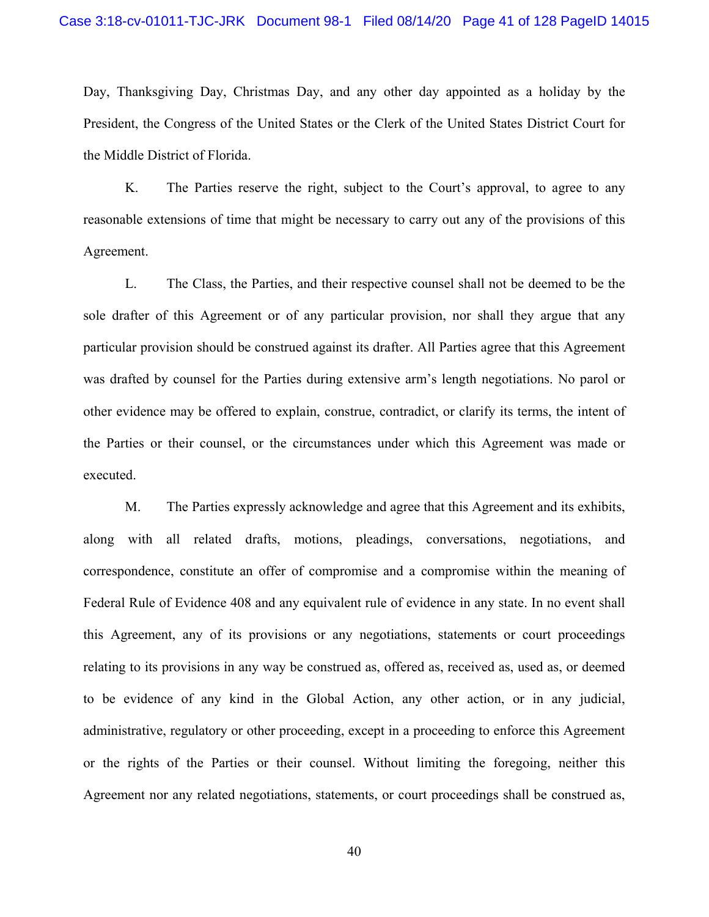Day, Thanksgiving Day, Christmas Day, and any other day appointed as a holiday by the President, the Congress of the United States or the Clerk of the United States District Court for the Middle District of Florida.

K. The Parties reserve the right, subject to the Court's approval, to agree to any reasonable extensions of time that might be necessary to carry out any of the provisions of this Agreement.

L. The Class, the Parties, and their respective counsel shall not be deemed to be the sole drafter of this Agreement or of any particular provision, nor shall they argue that any particular provision should be construed against its drafter. All Parties agree that this Agreement was drafted by counsel for the Parties during extensive arm's length negotiations. No parol or other evidence may be offered to explain, construe, contradict, or clarify its terms, the intent of the Parties or their counsel, or the circumstances under which this Agreement was made or executed.

M. The Parties expressly acknowledge and agree that this Agreement and its exhibits, along with all related drafts, motions, pleadings, conversations, negotiations, and correspondence, constitute an offer of compromise and a compromise within the meaning of Federal Rule of Evidence 408 and any equivalent rule of evidence in any state. In no event shall this Agreement, any of its provisions or any negotiations, statements or court proceedings relating to its provisions in any way be construed as, offered as, received as, used as, or deemed to be evidence of any kind in the Global Action, any other action, or in any judicial, administrative, regulatory or other proceeding, except in a proceeding to enforce this Agreement or the rights of the Parties or their counsel. Without limiting the foregoing, neither this Agreement nor any related negotiations, statements, or court proceedings shall be construed as,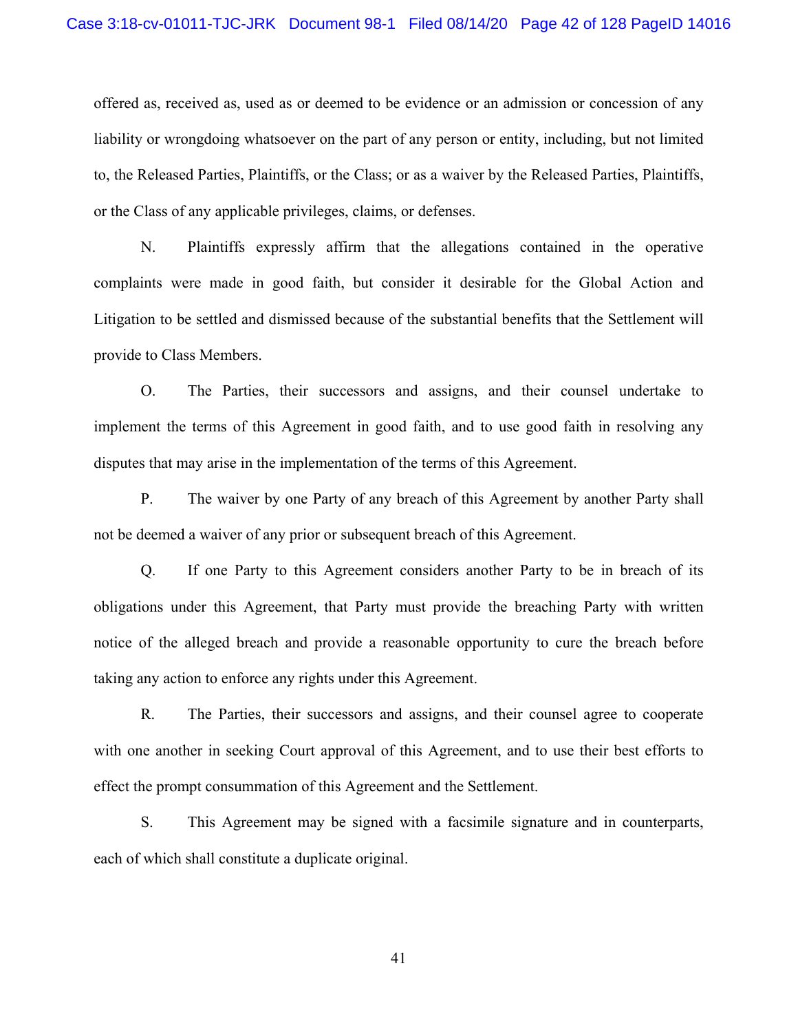offered as, received as, used as or deemed to be evidence or an admission or concession of any liability or wrongdoing whatsoever on the part of any person or entity, including, but not limited to, the Released Parties, Plaintiffs, or the Class; or as a waiver by the Released Parties, Plaintiffs, or the Class of any applicable privileges, claims, or defenses.

N. Plaintiffs expressly affirm that the allegations contained in the operative complaints were made in good faith, but consider it desirable for the Global Action and Litigation to be settled and dismissed because of the substantial benefits that the Settlement will provide to Class Members.

O. The Parties, their successors and assigns, and their counsel undertake to implement the terms of this Agreement in good faith, and to use good faith in resolving any disputes that may arise in the implementation of the terms of this Agreement.

P. The waiver by one Party of any breach of this Agreement by another Party shall not be deemed a waiver of any prior or subsequent breach of this Agreement.

Q. If one Party to this Agreement considers another Party to be in breach of its obligations under this Agreement, that Party must provide the breaching Party with written notice of the alleged breach and provide a reasonable opportunity to cure the breach before taking any action to enforce any rights under this Agreement.

R. The Parties, their successors and assigns, and their counsel agree to cooperate with one another in seeking Court approval of this Agreement, and to use their best efforts to effect the prompt consummation of this Agreement and the Settlement.

S. This Agreement may be signed with a facsimile signature and in counterparts, each of which shall constitute a duplicate original.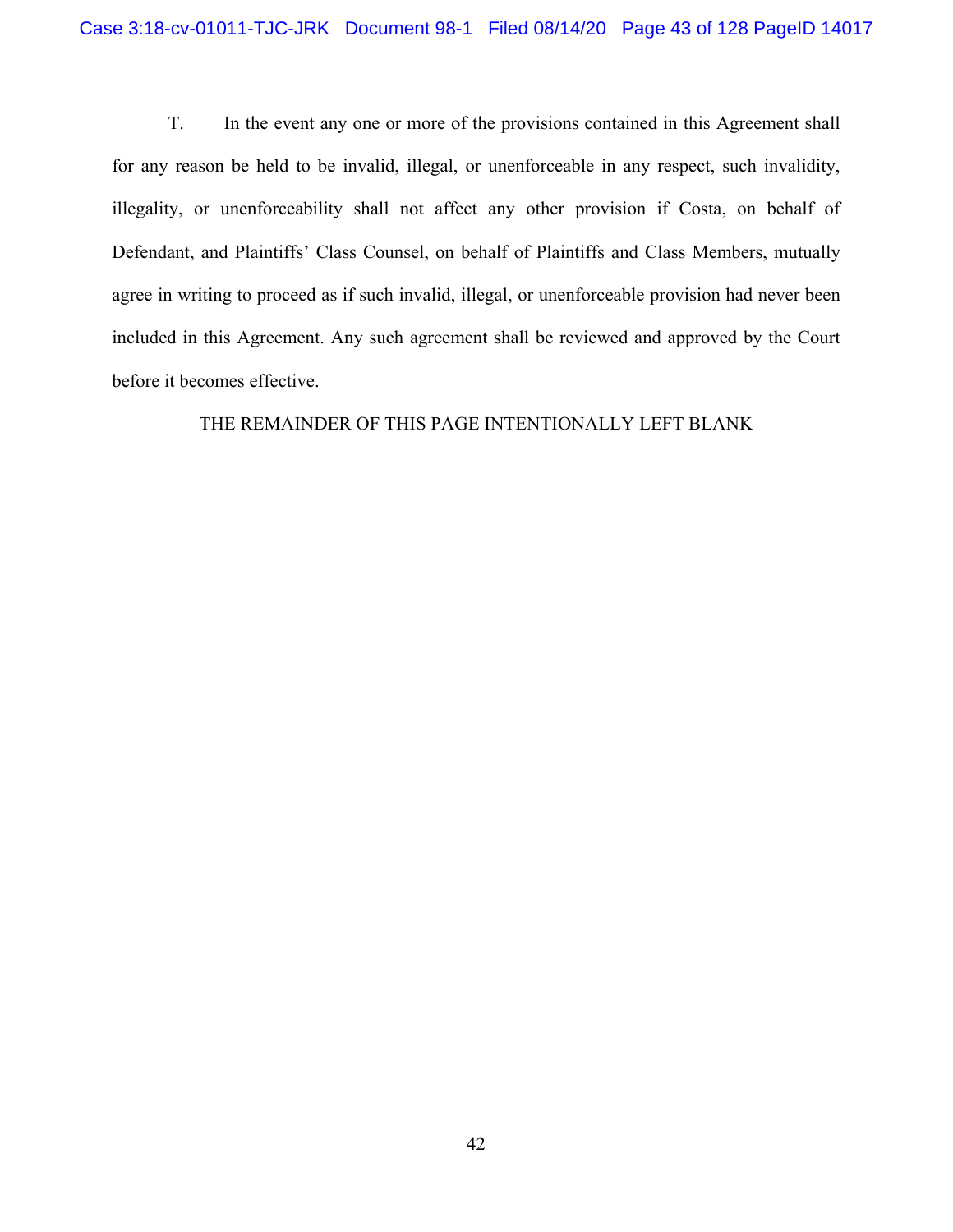T. In the event any one or more of the provisions contained in this Agreement shall for any reason be held to be invalid, illegal, or unenforceable in any respect, such invalidity, illegality, or unenforceability shall not affect any other provision if Costa, on behalf of Defendant, and Plaintiffs' Class Counsel, on behalf of Plaintiffs and Class Members, mutually agree in writing to proceed as if such invalid, illegal, or unenforceable provision had never been included in this Agreement. Any such agreement shall be reviewed and approved by the Court before it becomes effective.

THE REMAINDER OF THIS PAGE INTENTIONALLY LEFT BLANK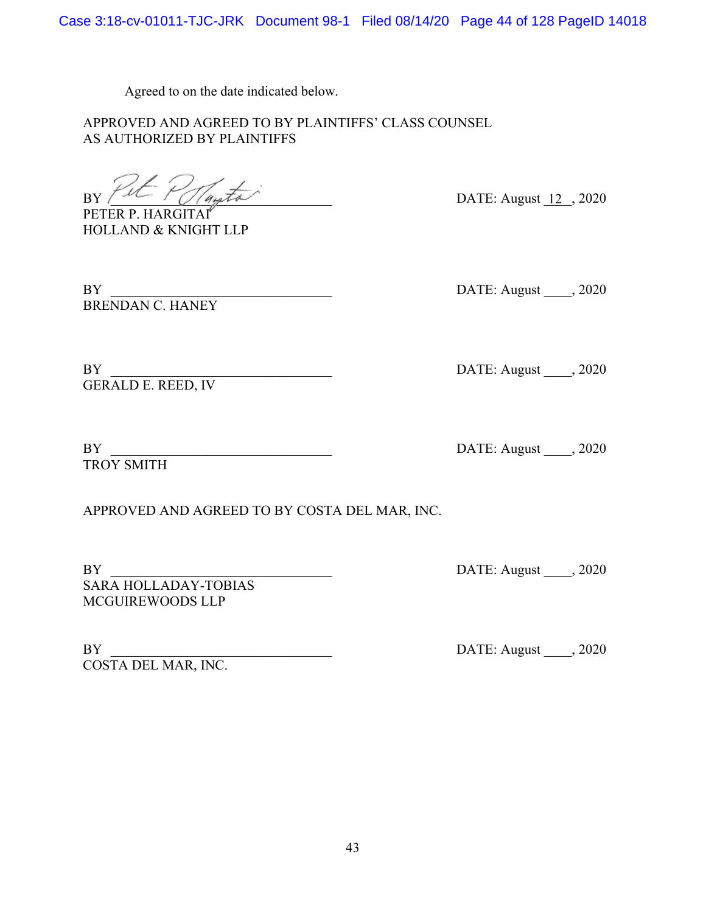Agreed to on the date indicated below.

APPROVED AND AGREED TO BY PLAINTIFFS' CLASS COUNSEL
AS AUTHORIZED BY PLAINTIFFS

BY ________________________ DATE: August 12, 2020
PETER P. HARGITAI
HOLLAND & KNIGHT LLP

BY ________________________ DATE: August ____, 2020
BRENDAN C. HANEY

BY ________________________ DATE: August ____, 2020
GERALD E. REED, IV

BY ________________________ DATE: August ____, 2020
TROY SMITH

APPROVED AND AGREED TO BY COSTA DEL MAR, INC.

BY ________________________ DATE: August ____, 2020
SARA HOLLADAY-TOBIAS
MCGUIREWOODS LLP

BY ________________________ DATE: August ____, 2020
COSTA DEL MAR, INC.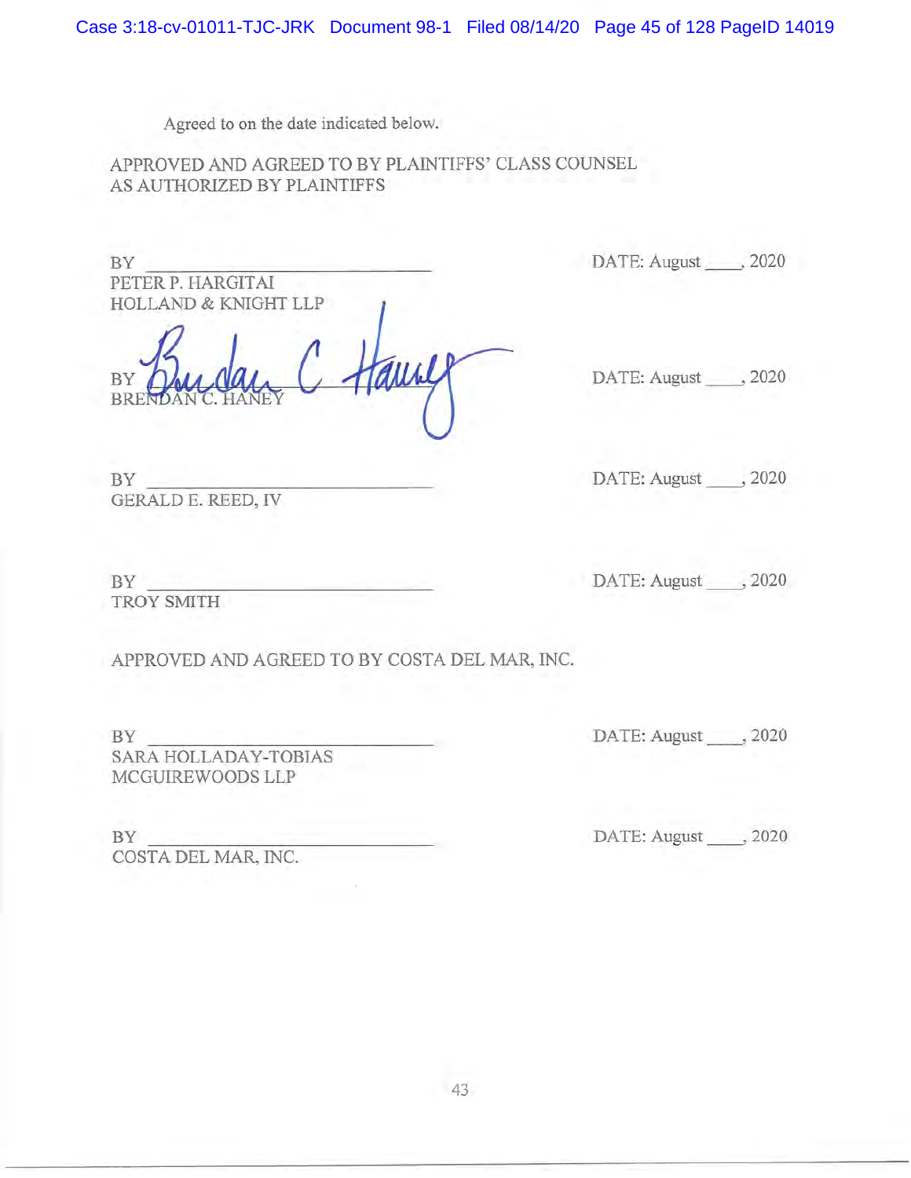Agreed to on the date indicated below.

APPROVED AND AGREED TO BY PLAINTIFFS' CLASS COUNSEL
AS AUTHORIZED BY PLAINTIFFS

BY ______________________________ DATE: August ____, 2020
PETER P. HARGITAI
HOLLAND & KNIGHT LLP

BY ______________________________ DATE: August ____, 2020
BRENDAN C. HANEY

BY ______________________________ DATE: August ____, 2020
GERALD E. REED, IV

BY ______________________________ DATE: August ____, 2020
TROY SMITH

APPROVED AND AGREED TO BY COSTA DEL MAR, INC.

BY ______________________________ DATE: August ____, 2020
SARA HOLLADAY-TOBIAS
MCGUIREWOODS LLP

BY ______________________________ DATE: August ____, 2020
COSTA DEL MAR, INC.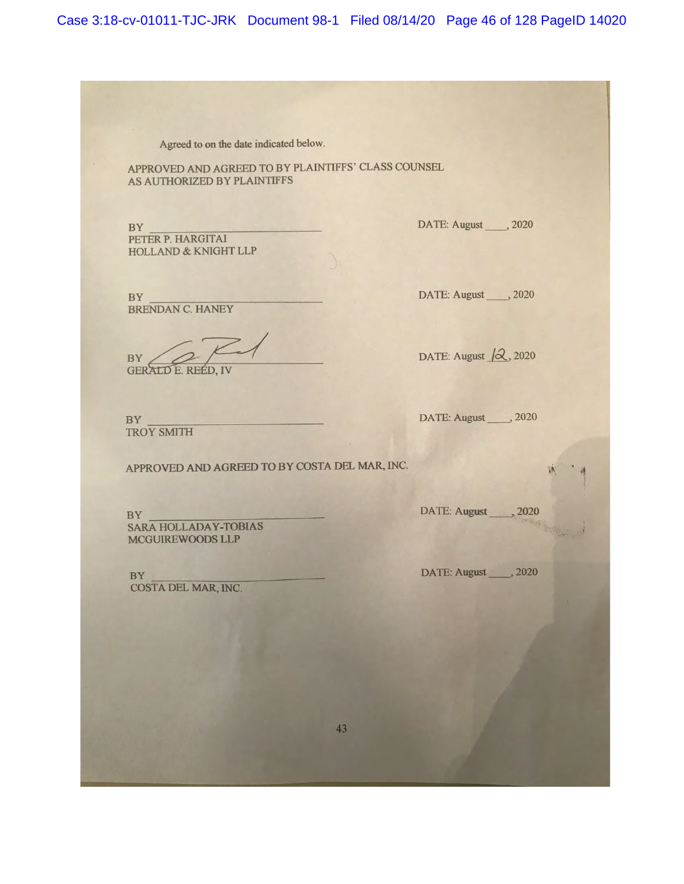Agreed to on the date indicated below.

APPROVED AND AGREED TO BY PLAINTIFFS' CLASS COUNSEL
AS AUTHORIZED BY PLAINTIFFS

BY ______________________________ DATE: August ____, 2020
PETER P. HARGITAI
HOLLAND & KNIGHT LLP

BY ______________________________ DATE: August ____, 2020
BRENDAN C. HANEY

BY ______________________________ DATE: August 12, 2020
GERALD E. REED, IV

BY ______________________________ DATE: August ____, 2020
TROY SMITH

APPROVED AND AGREED TO BY COSTA DEL MAR, INC.

BY ______________________________ DATE: August ____, 2020
SARA HOLLADAY-TOBIAS
MCGUIREWOODS LLP

BY ______________________________ DATE: August ____, 2020
COSTA DEL MAR, INC.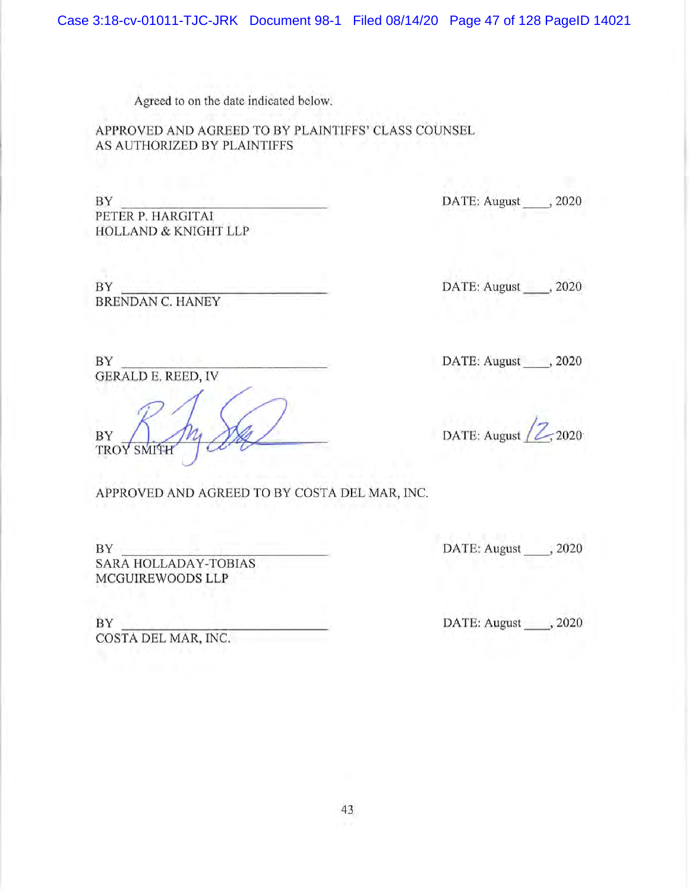Agreed to on the date indicated below.

APPROVED AND AGREED TO BY PLAINTIFFS' CLASS COUNSEL
AS AUTHORIZED BY PLAINTIFFS

BY ______________________________ DATE: August ____, 2020
PETER P. HARGITAI
HOLLAND & KNIGHT LLP

BY ______________________________ DATE: August ____, 2020
BRENDAN C. HANEY

BY ______________________________ DATE: August ____, 2020
GERALD E. REED, IV

BY ______________________________ DATE: August 12, 2020
TROY SMITH

APPROVED AND AGREED TO BY COSTA DEL MAR, INC.

BY ______________________________ DATE: August ____, 2020
SARA HOLLADAY-TOBIAS
MCGUIREWOODS LLP

BY ______________________________ DATE: August ____, 2020
COSTA DEL MAR, INC.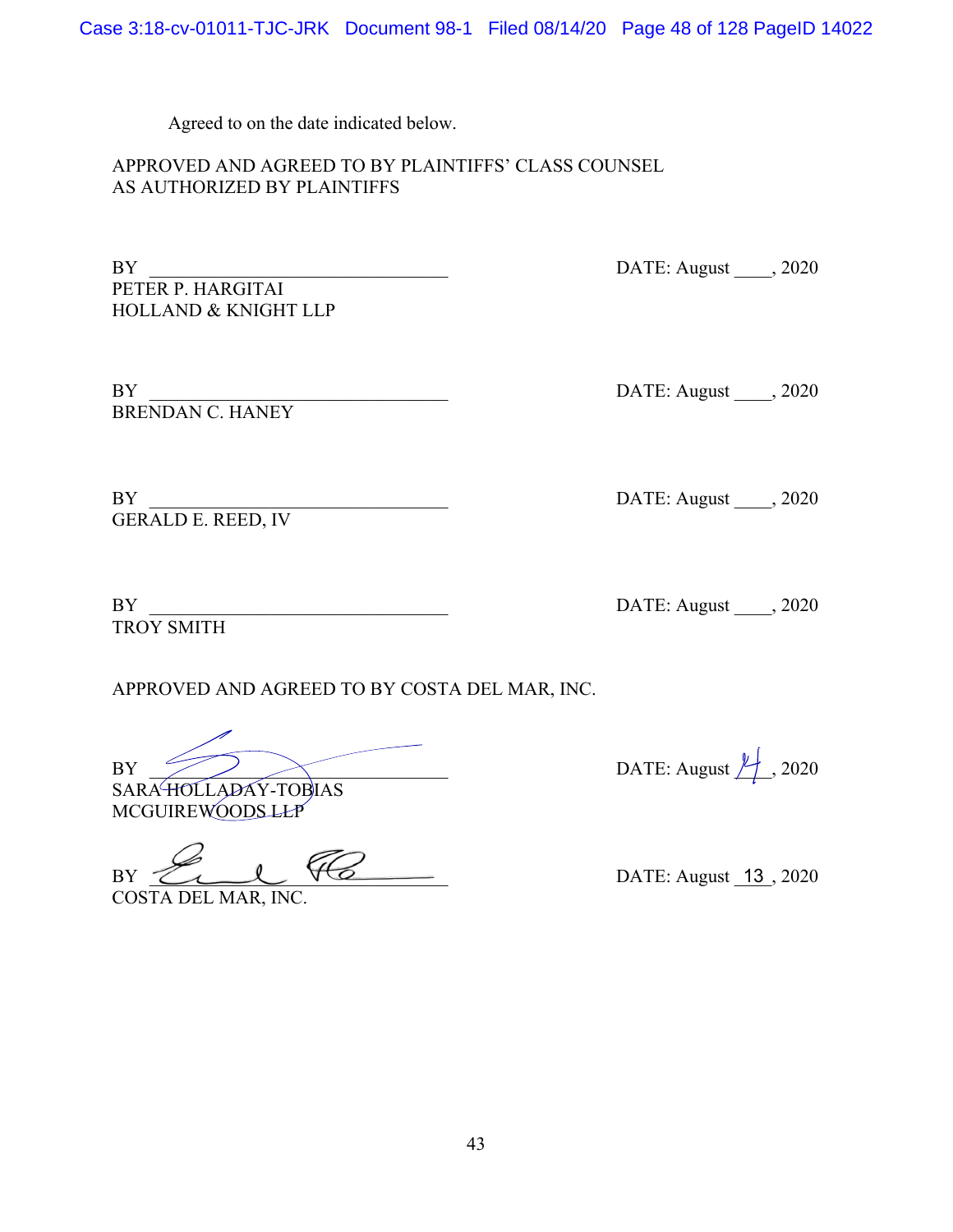Agreed to on the date indicated below.

APPROVED AND AGREED TO BY PLAINTIFFS' CLASS COUNSEL
AS AUTHORIZED BY PLAINTIFFS

BY ________________________________ DATE: August ____, 2020
PETER P. HARGITAI
HOLLAND & KNIGHT LLP

BY ________________________________ DATE: August ____, 2020
BRENDAN C. HANEY

BY ________________________________ DATE: August ____, 2020
GERALD E. REED, IV

BY ________________________________ DATE: August ____, 2020
TROY SMITH

APPROVED AND AGREED TO BY COSTA DEL MAR, INC.

BY ________________________________ DATE: August 14, 2020
SARA HOLLADAY-TOBIAS
MCGUIREWOODS LLP

BY ________________________________ DATE: August 13, 2020
COSTA DEL MAR, INC.